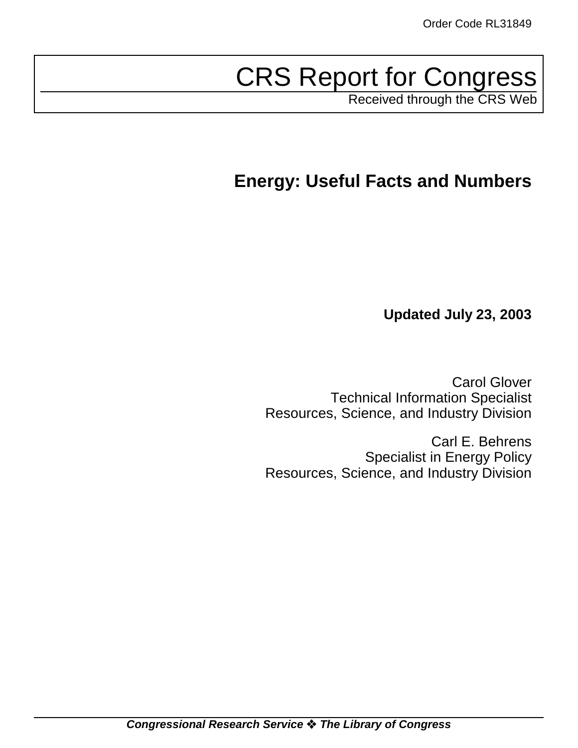Order Code RL31849

# CRS Report for Congress

Received through the CRS Web

## Energy: Useful Facts and Numbers

**Updated July 23, 2003**

Carol Glover
Technical Information Specialist
Resources, Science, and Industry Division

Carl E. Behrens
Specialist in Energy Policy
Resources, Science, and Industry Division

***Congressional Research Service ❖ The Library of Congress***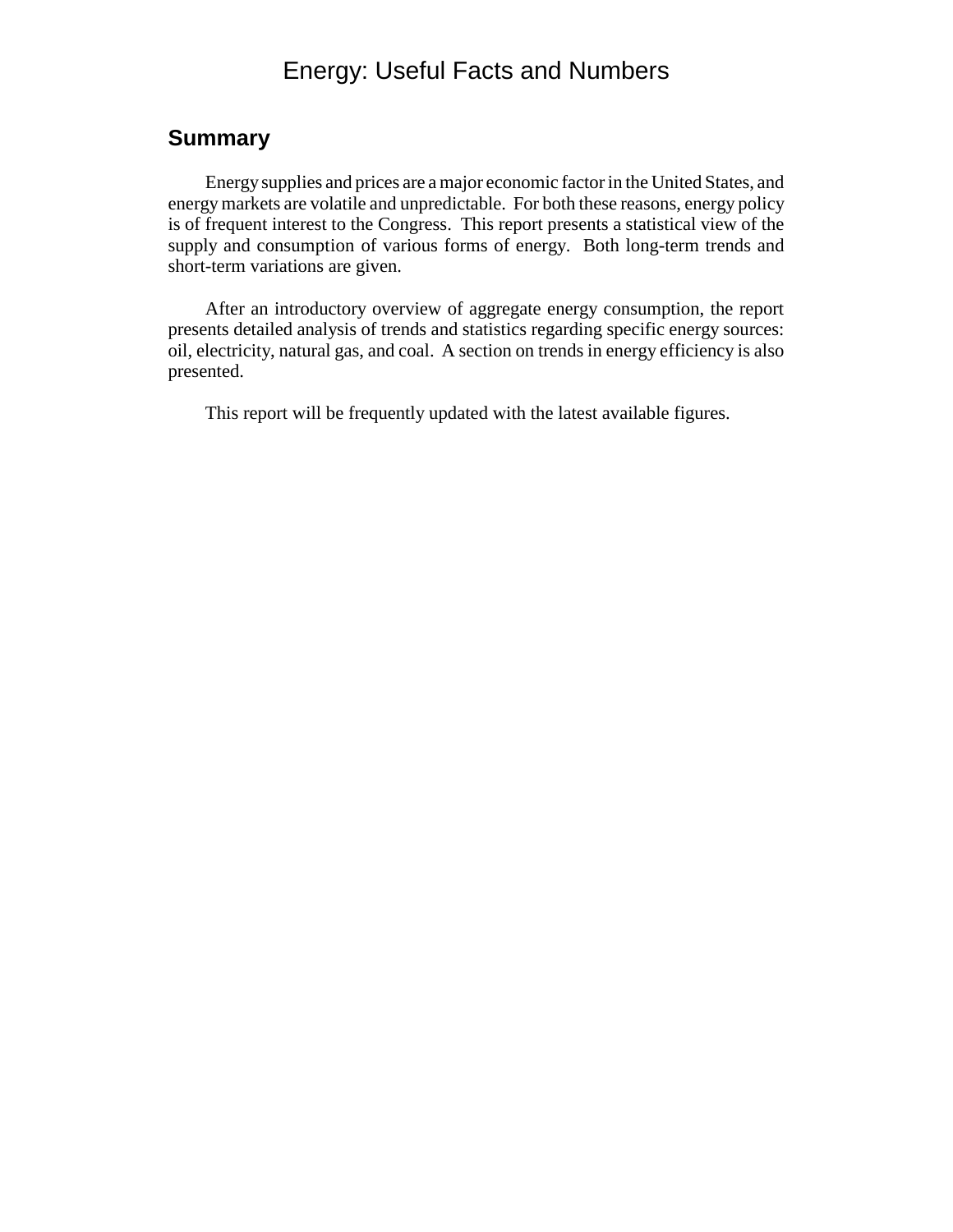# Energy: Useful Facts and Numbers

## Summary

Energy supplies and prices are a major economic factor in the United States, and energy markets are volatile and unpredictable. For both these reasons, energy policy is of frequent interest to the Congress. This report presents a statistical view of the supply and consumption of various forms of energy. Both long-term trends and short-term variations are given.

After an introductory overview of aggregate energy consumption, the report presents detailed analysis of trends and statistics regarding specific energy sources: oil, electricity, natural gas, and coal. A section on trends in energy efficiency is also presented.

This report will be frequently updated with the latest available figures.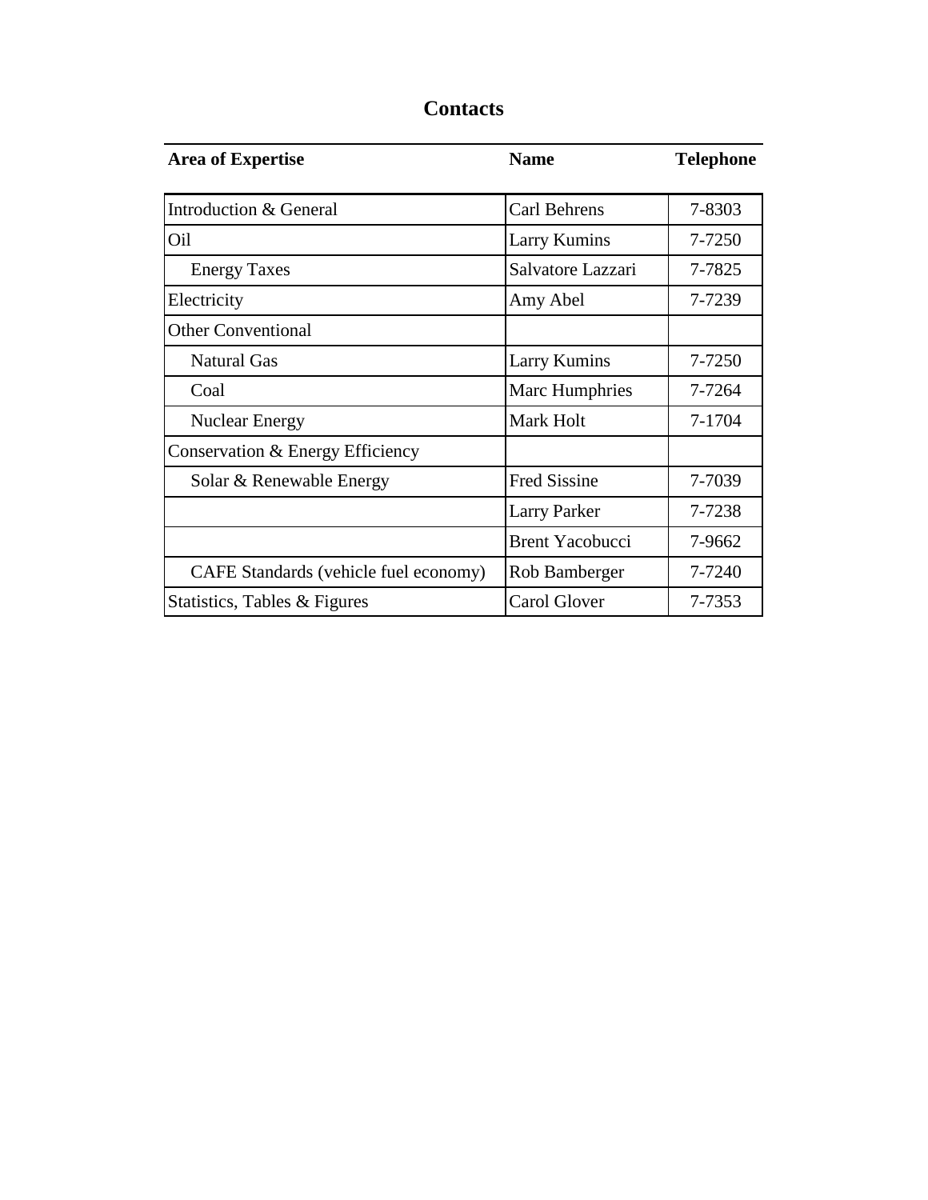# Contacts

| Area of Expertise | Name | Telephone |
|---|---|---|
| Introduction & General | Carl Behrens | 7-8303 |
| Oil | Larry Kumins | 7-7250 |
| Energy Taxes | Salvatore Lazzari | 7-7825 |
| Electricity | Amy Abel | 7-7239 |
| Other Conventional | | |
| Natural Gas | Larry Kumins | 7-7250 |
| Coal | Marc Humphries | 7-7264 |
| Nuclear Energy | Mark Holt | 7-1704 |
| Conservation & Energy Efficiency | | |
| Solar & Renewable Energy | Fred Sissine | 7-7039 |
| | Larry Parker | 7-7238 |
| | Brent Yacobucci | 7-9662 |
| CAFE Standards (vehicle fuel economy) | Rob Bamberger | 7-7240 |
| Statistics, Tables & Figures | Carol Glover | 7-7353 |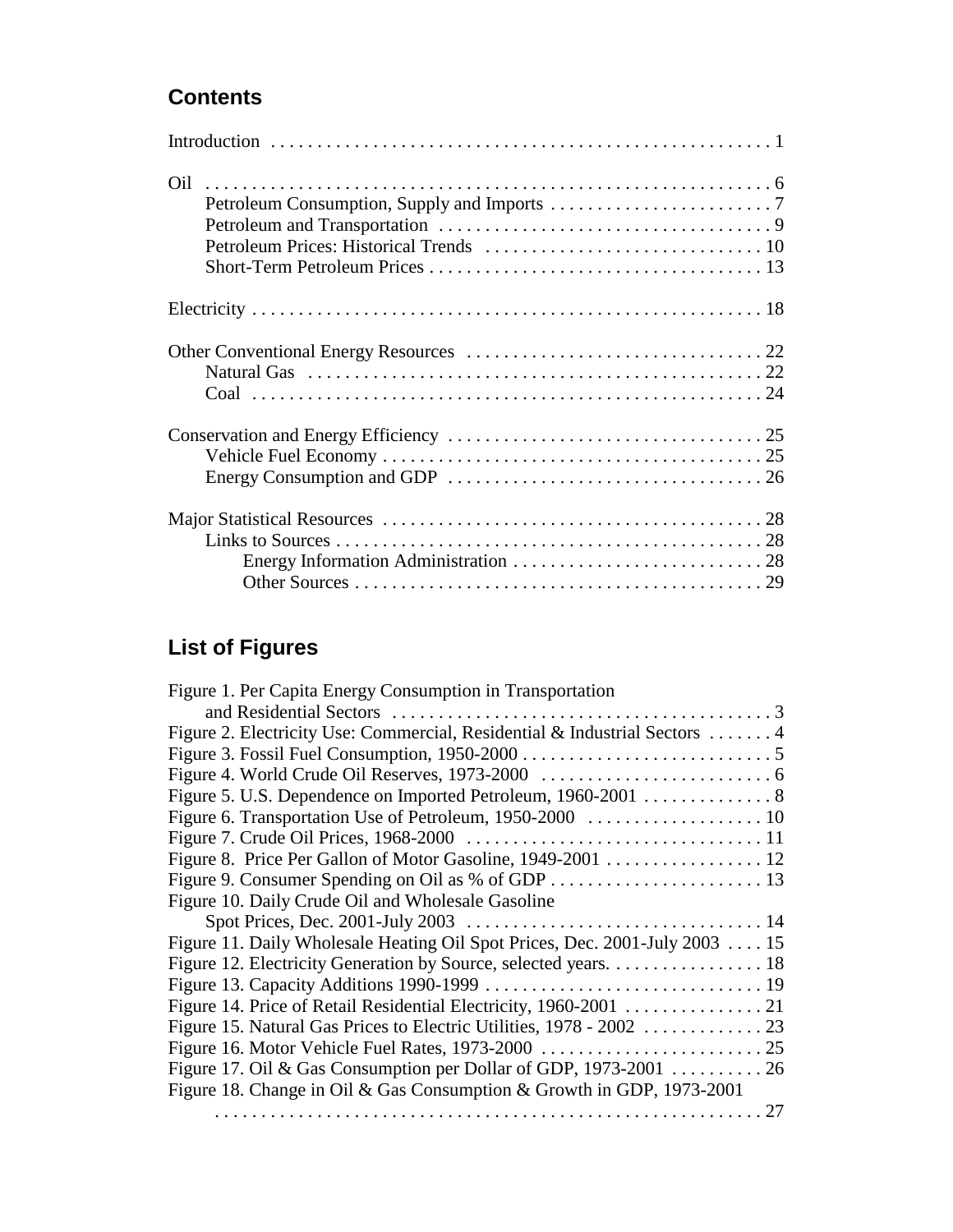## Contents

Introduction . . . . . . . . . . . . . . . . . . . . . . . . . . . . . . . . . . . . . . . . . . . . . . . . . . . . . 1

Oil . . . . . . . . . . . . . . . . . . . . . . . . . . . . . . . . . . . . . . . . . . . . . . . . . . . . . . . . . . . . 6
- Petroleum Consumption, Supply and Imports . . . . . . . . . . . . . . . . . . . . . . . . 7
- Petroleum and Transportation . . . . . . . . . . . . . . . . . . . . . . . . . . . . . . . . . . . . 9
- Petroleum Prices: Historical Trends . . . . . . . . . . . . . . . . . . . . . . . . . . . . . . 10
- Short-Term Petroleum Prices . . . . . . . . . . . . . . . . . . . . . . . . . . . . . . . . . . . . 13

Electricity . . . . . . . . . . . . . . . . . . . . . . . . . . . . . . . . . . . . . . . . . . . . . . . . . . . . . . . 18

Other Conventional Energy Resources . . . . . . . . . . . . . . . . . . . . . . . . . . . . . . . . 22
- Natural Gas . . . . . . . . . . . . . . . . . . . . . . . . . . . . . . . . . . . . . . . . . . . . . . . . . 22
- Coal . . . . . . . . . . . . . . . . . . . . . . . . . . . . . . . . . . . . . . . . . . . . . . . . . . . . . . 24

Conservation and Energy Efficiency . . . . . . . . . . . . . . . . . . . . . . . . . . . . . . . . . . 25
- Vehicle Fuel Economy . . . . . . . . . . . . . . . . . . . . . . . . . . . . . . . . . . . . . . . . . 25
- Energy Consumption and GDP . . . . . . . . . . . . . . . . . . . . . . . . . . . . . . . . . . 26

Major Statistical Resources . . . . . . . . . . . . . . . . . . . . . . . . . . . . . . . . . . . . . . . . . 28
- Links to Sources . . . . . . . . . . . . . . . . . . . . . . . . . . . . . . . . . . . . . . . . . . . . . . 28
  - Energy Information Administration . . . . . . . . . . . . . . . . . . . . . . . . . . . 28
  - Other Sources . . . . . . . . . . . . . . . . . . . . . . . . . . . . . . . . . . . . . . . . . . . . 29

## List of Figures

Figure 1. Per Capita Energy Consumption in Transportation and Residential Sectors . . . . . . . . . . . . . . . . . . . . . . . . . . . . . . . . . . . . . . . . . 3

Figure 2. Electricity Use: Commercial, Residential & Industrial Sectors . . . . . . . 4

Figure 3. Fossil Fuel Consumption, 1950-2000 . . . . . . . . . . . . . . . . . . . . . . . . . . . 5

Figure 4. World Crude Oil Reserves, 1973-2000 . . . . . . . . . . . . . . . . . . . . . . . . . 6

Figure 5. U.S. Dependence on Imported Petroleum, 1960-2001 . . . . . . . . . . . . . . 8

Figure 6. Transportation Use of Petroleum, 1950-2000 . . . . . . . . . . . . . . . . . . . 10

Figure 7. Crude Oil Prices, 1968-2000 . . . . . . . . . . . . . . . . . . . . . . . . . . . . . . . . 11

Figure 8. Price Per Gallon of Motor Gasoline, 1949-2001 . . . . . . . . . . . . . . . . . 12

Figure 9. Consumer Spending on Oil as % of GDP . . . . . . . . . . . . . . . . . . . . . . . 13

Figure 10. Daily Crude Oil and Wholesale Gasoline Spot Prices, Dec. 2001-July 2003 . . . . . . . . . . . . . . . . . . . . . . . . . . . . . . . . 14

Figure 11. Daily Wholesale Heating Oil Spot Prices, Dec. 2001-July 2003 . . . . 15

Figure 12. Electricity Generation by Source, selected years. . . . . . . . . . . . . . . . . 18

Figure 13. Capacity Additions 1990-1999 . . . . . . . . . . . . . . . . . . . . . . . . . . . . . . 19

Figure 14. Price of Retail Residential Electricity, 1960-2001 . . . . . . . . . . . . . . . 21

Figure 15. Natural Gas Prices to Electric Utilities, 1978 - 2002 . . . . . . . . . . . . . 23

Figure 16. Motor Vehicle Fuel Rates, 1973-2000 . . . . . . . . . . . . . . . . . . . . . . . . 25

Figure 17. Oil & Gas Consumption per Dollar of GDP, 1973-2001 . . . . . . . . . . 26

Figure 18. Change in Oil & Gas Consumption & Growth in GDP, 1973-2001 . . . . . . . . . . . . . . . . . . . . . . . . . . . . . . . . . . . . . . . . . . . . . . . . . . . . . . . . . . . 27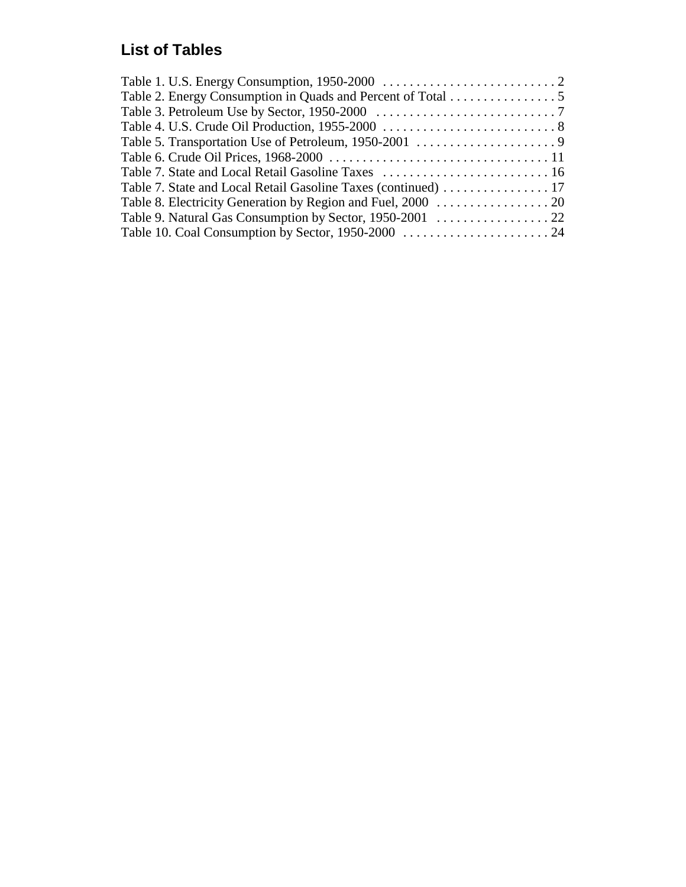## List of Tables

Table 1. U.S. Energy Consumption, 1950-2000 . . . . . . . . . . . . . . . . . . . . . . . . . . 2
Table 2. Energy Consumption in Quads and Percent of Total . . . . . . . . . . . . . . . . 5
Table 3. Petroleum Use by Sector, 1950-2000 . . . . . . . . . . . . . . . . . . . . . . . . . . . . 7
Table 4. U.S. Crude Oil Production, 1955-2000 . . . . . . . . . . . . . . . . . . . . . . . . . . . 8
Table 5. Transportation Use of Petroleum, 1950-2001 . . . . . . . . . . . . . . . . . . . . . 9
Table 6. Crude Oil Prices, 1968-2000 . . . . . . . . . . . . . . . . . . . . . . . . . . . . . . . . . 11
Table 7. State and Local Retail Gasoline Taxes . . . . . . . . . . . . . . . . . . . . . . . . . 16
Table 7. State and Local Retail Gasoline Taxes (continued) . . . . . . . . . . . . . . . . 17
Table 8. Electricity Generation by Region and Fuel, 2000 . . . . . . . . . . . . . . . . . 20
Table 9. Natural Gas Consumption by Sector, 1950-2001 . . . . . . . . . . . . . . . . . 22
Table 10. Coal Consumption by Sector, 1950-2000 . . . . . . . . . . . . . . . . . . . . . . 24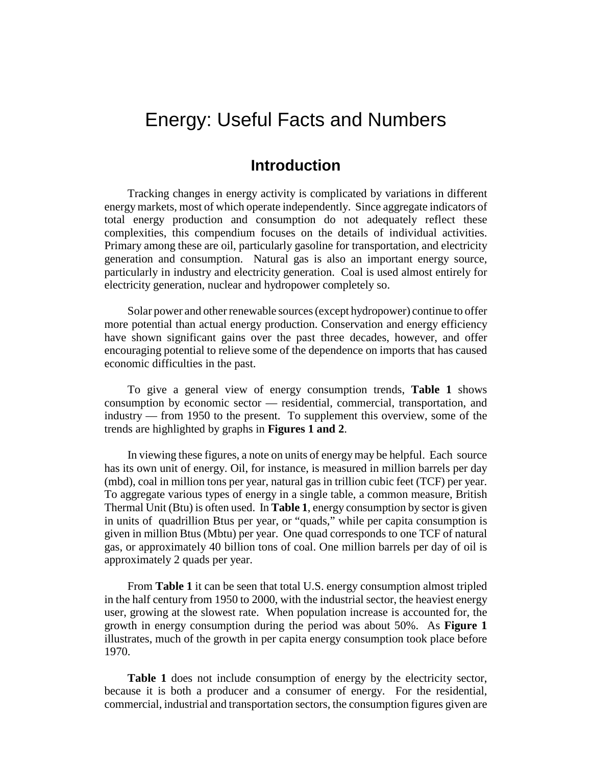# Energy: Useful Facts and Numbers

## Introduction

Tracking changes in energy activity is complicated by variations in different energy markets, most of which operate independently. Since aggregate indicators of total energy production and consumption do not adequately reflect these complexities, this compendium focuses on the details of individual activities. Primary among these are oil, particularly gasoline for transportation, and electricity generation and consumption. Natural gas is also an important energy source, particularly in industry and electricity generation. Coal is used almost entirely for electricity generation, nuclear and hydropower completely so.

Solar power and other renewable sources (except hydropower) continue to offer more potential than actual energy production. Conservation and energy efficiency have shown significant gains over the past three decades, however, and offer encouraging potential to relieve some of the dependence on imports that has caused economic difficulties in the past.

To give a general view of energy consumption trends, **Table 1** shows consumption by economic sector — residential, commercial, transportation, and industry — from 1950 to the present. To supplement this overview, some of the trends are highlighted by graphs in **Figures 1 and 2**.

In viewing these figures, a note on units of energy may be helpful. Each source has its own unit of energy. Oil, for instance, is measured in million barrels per day (mbd), coal in million tons per year, natural gas in trillion cubic feet (TCF) per year. To aggregate various types of energy in a single table, a common measure, British Thermal Unit (Btu) is often used. In **Table 1**, energy consumption by sector is given in units of quadrillion Btus per year, or "quads," while per capita consumption is given in million Btus (Mbtu) per year. One quad corresponds to one TCF of natural gas, or approximately 40 billion tons of coal. One million barrels per day of oil is approximately 2 quads per year.

From **Table 1** it can be seen that total U.S. energy consumption almost tripled in the half century from 1950 to 2000, with the industrial sector, the heaviest energy user, growing at the slowest rate. When population increase is accounted for, the growth in energy consumption during the period was about 50%. As **Figure 1** illustrates, much of the growth in per capita energy consumption took place before 1970.

**Table 1** does not include consumption of energy by the electricity sector, because it is both a producer and a consumer of energy. For the residential, commercial, industrial and transportation sectors, the consumption figures given are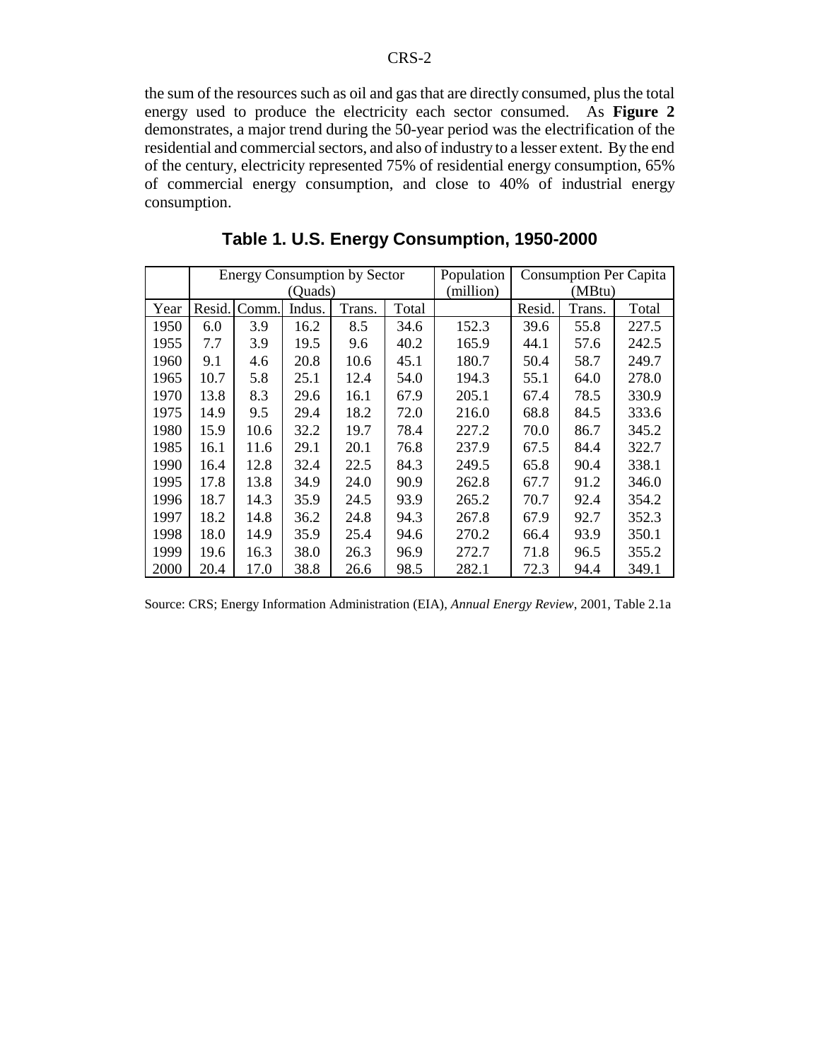the sum of the resources such as oil and gas that are directly consumed, plus the total energy used to produce the electricity each sector consumed. As **Figure 2** demonstrates, a major trend during the 50-year period was the electrification of the residential and commercial sectors, and also of industry to a lesser extent. By the end of the century, electricity represented 75% of residential energy consumption, 65% of commercial energy consumption, and close to 40% of industrial energy consumption.

## Table 1. U.S. Energy Consumption, 1950-2000

| | Energy Consumption by Sector (Quads) | | | | | Population (million) | Consumption Per Capita (MBtu) | | |
|---|---|---|---|---|---|---|---|---|---|
| Year | Resid. | Comm. | Indus. | Trans. | Total | | Resid. | Trans. | Total |
| 1950 | 6.0 | 3.9 | 16.2 | 8.5 | 34.6 | 152.3 | 39.6 | 55.8 | 227.5 |
| 1955 | 7.7 | 3.9 | 19.5 | 9.6 | 40.2 | 165.9 | 44.1 | 57.6 | 242.5 |
| 1960 | 9.1 | 4.6 | 20.8 | 10.6 | 45.1 | 180.7 | 50.4 | 58.7 | 249.7 |
| 1965 | 10.7 | 5.8 | 25.1 | 12.4 | 54.0 | 194.3 | 55.1 | 64.0 | 278.0 |
| 1970 | 13.8 | 8.3 | 29.6 | 16.1 | 67.9 | 205.1 | 67.4 | 78.5 | 330.9 |
| 1975 | 14.9 | 9.5 | 29.4 | 18.2 | 72.0 | 216.0 | 68.8 | 84.5 | 333.6 |
| 1980 | 15.9 | 10.6 | 32.2 | 19.7 | 78.4 | 227.2 | 70.0 | 86.7 | 345.2 |
| 1985 | 16.1 | 11.6 | 29.1 | 20.1 | 76.8 | 237.9 | 67.5 | 84.4 | 322.7 |
| 1990 | 16.4 | 12.8 | 32.4 | 22.5 | 84.3 | 249.5 | 65.8 | 90.4 | 338.1 |
| 1995 | 17.8 | 13.8 | 34.9 | 24.0 | 90.9 | 262.8 | 67.7 | 91.2 | 346.0 |
| 1996 | 18.7 | 14.3 | 35.9 | 24.5 | 93.9 | 265.2 | 70.7 | 92.4 | 354.2 |
| 1997 | 18.2 | 14.8 | 36.2 | 24.8 | 94.3 | 267.8 | 67.9 | 92.7 | 352.3 |
| 1998 | 18.0 | 14.9 | 35.9 | 25.4 | 94.6 | 270.2 | 66.4 | 93.9 | 350.1 |
| 1999 | 19.6 | 16.3 | 38.0 | 26.3 | 96.9 | 272.7 | 71.8 | 96.5 | 355.2 |
| 2000 | 20.4 | 17.0 | 38.8 | 26.6 | 98.5 | 282.1 | 72.3 | 94.4 | 349.1 |

Source: CRS; Energy Information Administration (EIA), *Annual Energy Review*, 2001, Table 2.1a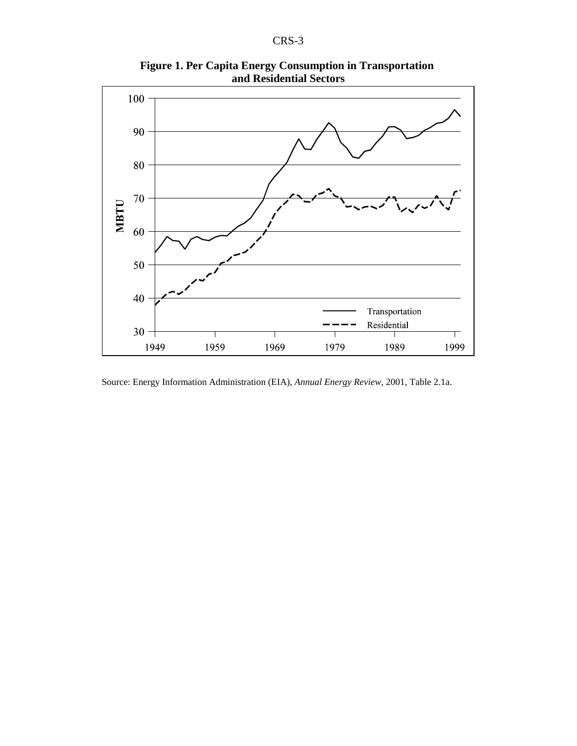**Figure 1. Per Capita Energy Consumption in Transportation and Residential Sectors**

Source: Energy Information Administration (EIA), *Annual Energy Review*, 2001, Table 2.1a.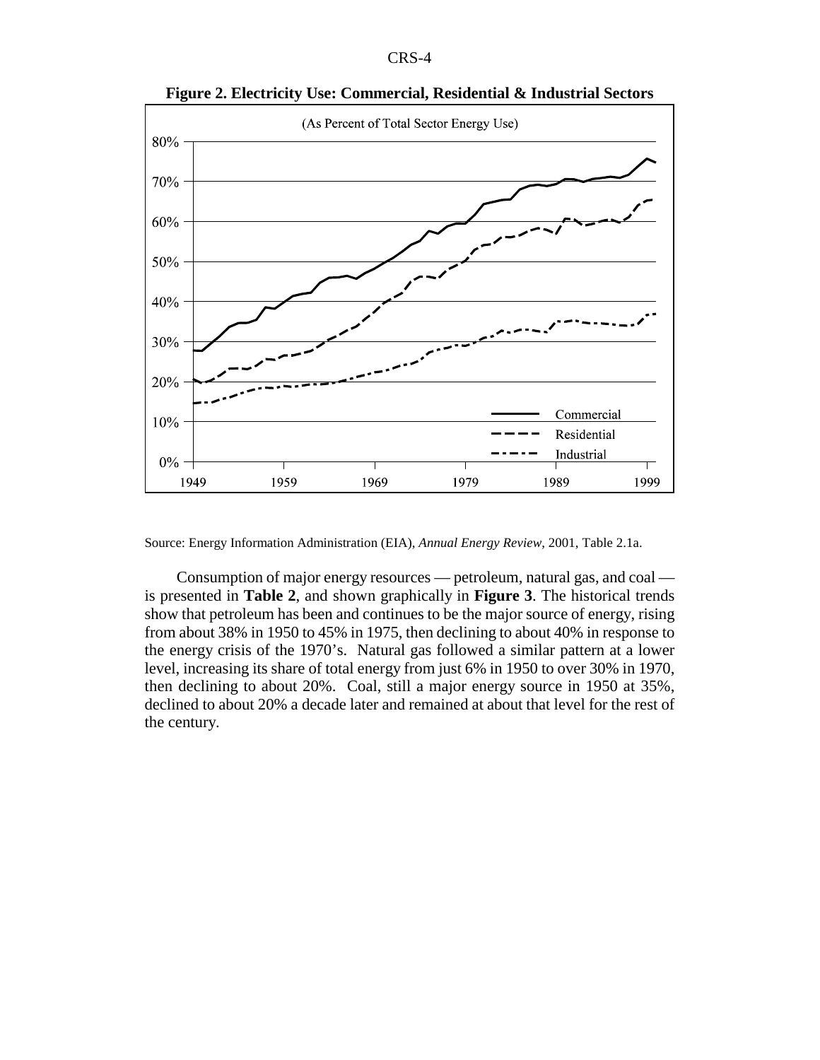**Figure 2. Electricity Use: Commercial, Residential & Industrial Sectors**

Source: Energy Information Administration (EIA), *Annual Energy Review*, 2001, Table 2.1a.

Consumption of major energy resources — petroleum, natural gas, and coal — is presented in **Table 2**, and shown graphically in **Figure 3**. The historical trends show that petroleum has been and continues to be the major source of energy, rising from about 38% in 1950 to 45% in 1975, then declining to about 40% in response to the energy crisis of the 1970's. Natural gas followed a similar pattern at a lower level, increasing its share of total energy from just 6% in 1950 to over 30% in 1970, then declining to about 20%. Coal, still a major energy source in 1950 at 35%, declined to about 20% a decade later and remained at about that level for the rest of the century.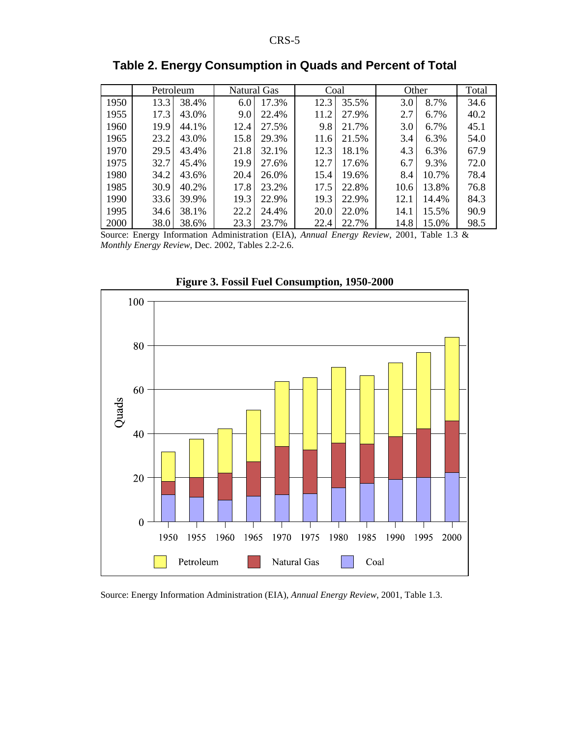**Table 2. Energy Consumption in Quads and Percent of Total**

| | Petroleum | | Natural Gas | | Coal | | Other | | Total |
|---|---|---|---|---|---|---|---|---|---|
| 1950 | 13.3 | 38.4% | 6.0 | 17.3% | 12.3 | 35.5% | 3.0 | 8.7% | 34.6 |
| 1955 | 17.3 | 43.0% | 9.0 | 22.4% | 11.2 | 27.9% | 2.7 | 6.7% | 40.2 |
| 1960 | 19.9 | 44.1% | 12.4 | 27.5% | 9.8 | 21.7% | 3.0 | 6.7% | 45.1 |
| 1965 | 23.2 | 43.0% | 15.8 | 29.3% | 11.6 | 21.5% | 3.4 | 6.3% | 54.0 |
| 1970 | 29.5 | 43.4% | 21.8 | 32.1% | 12.3 | 18.1% | 4.3 | 6.3% | 67.9 |
| 1975 | 32.7 | 45.4% | 19.9 | 27.6% | 12.7 | 17.6% | 6.7 | 9.3% | 72.0 |
| 1980 | 34.2 | 43.6% | 20.4 | 26.0% | 15.4 | 19.6% | 8.4 | 10.7% | 78.4 |
| 1985 | 30.9 | 40.2% | 17.8 | 23.2% | 17.5 | 22.8% | 10.6 | 13.8% | 76.8 |
| 1990 | 33.6 | 39.9% | 19.3 | 22.9% | 19.3 | 22.9% | 12.1 | 14.4% | 84.3 |
| 1995 | 34.6 | 38.1% | 22.2 | 24.4% | 20.0 | 22.0% | 14.1 | 15.5% | 90.9 |
| 2000 | 38.0 | 38.6% | 23.3 | 23.7% | 22.4 | 22.7% | 14.8 | 15.0% | 98.5 |

Source: Energy Information Administration (EIA), *Annual Energy Review*, 2001, Table 1.3 & *Monthly Energy Review*, Dec. 2002, Tables 2.2-2.6.

**Figure 3. Fossil Fuel Consumption, 1950-2000**

Source: Energy Information Administration (EIA), *Annual Energy Review*, 2001, Table 1.3.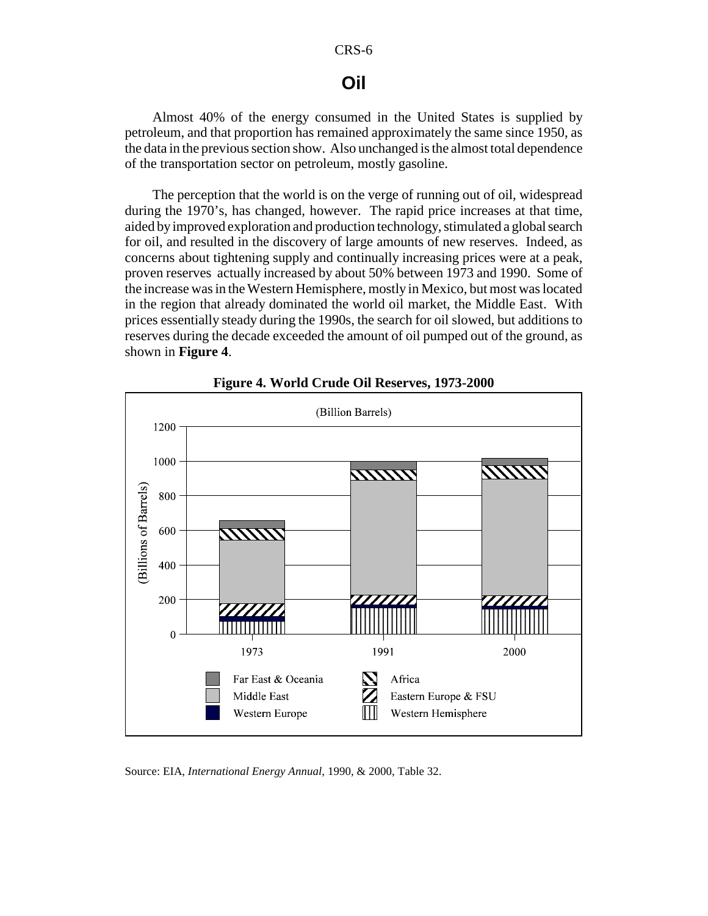# Oil

Almost 40% of the energy consumed in the United States is supplied by petroleum, and that proportion has remained approximately the same since 1950, as the data in the previous section show. Also unchanged is the almost total dependence of the transportation sector on petroleum, mostly gasoline.

The perception that the world is on the verge of running out of oil, widespread during the 1970's, has changed, however. The rapid price increases at that time, aided by improved exploration and production technology, stimulated a global search for oil, and resulted in the discovery of large amounts of new reserves. Indeed, as concerns about tightening supply and continually increasing prices were at a peak, proven reserves actually increased by about 50% between 1973 and 1990. Some of the increase was in the Western Hemisphere, mostly in Mexico, but most was located in the region that already dominated the world oil market, the Middle East. With prices essentially steady during the 1990s, the search for oil slowed, but additions to reserves during the decade exceeded the amount of oil pumped out of the ground, as shown in **Figure 4**.

**Figure 4. World Crude Oil Reserves, 1973-2000**

Source: EIA, *International Energy Annual*, 1990, & 2000, Table 32.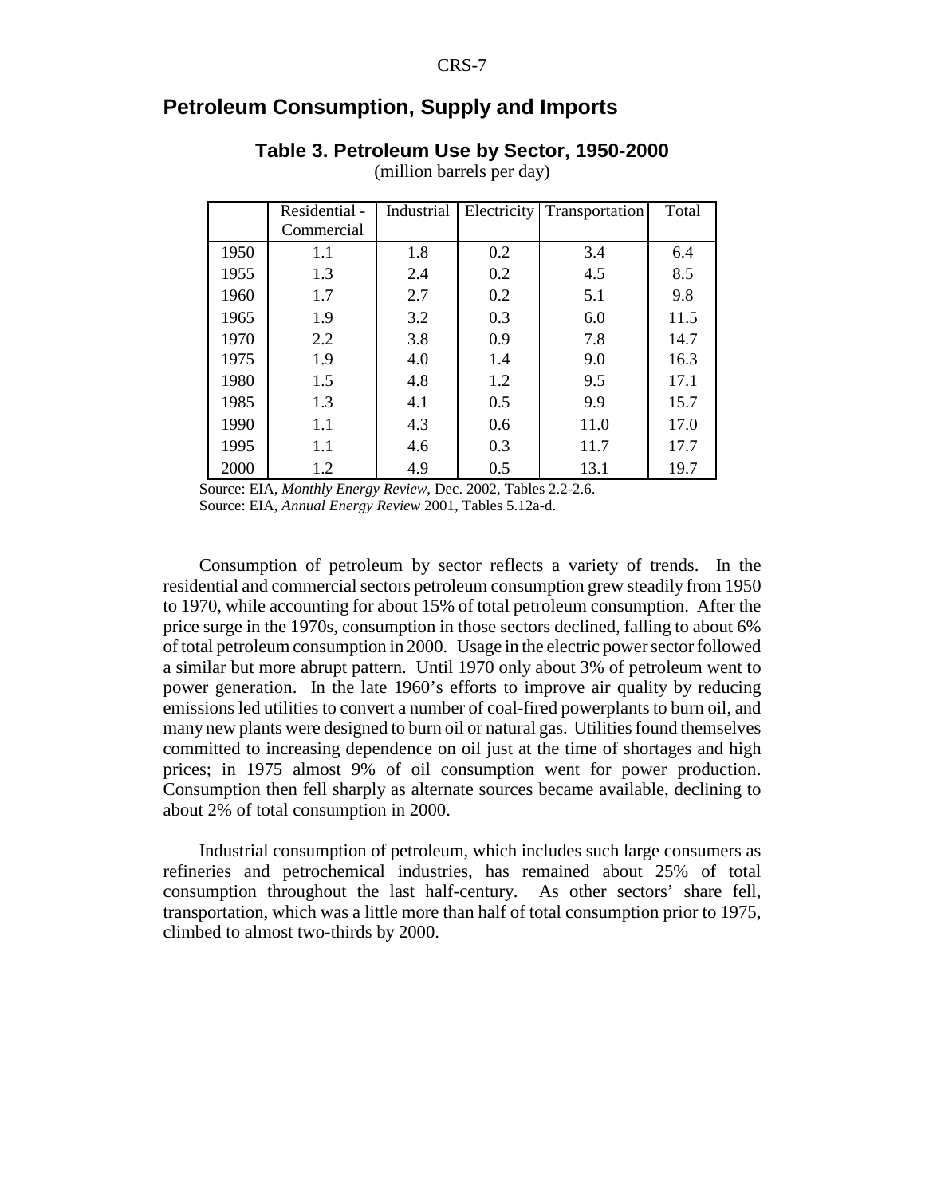## Petroleum Consumption, Supply and Imports

**Table 3. Petroleum Use by Sector, 1950-2000**

(million barrels per day)

| | Residential - Commercial | Industrial | Electricity | Transportation | Total |
|---|---|---|---|---|---|
| 1950 | 1.1 | 1.8 | 0.2 | 3.4 | 6.4 |
| 1955 | 1.3 | 2.4 | 0.2 | 4.5 | 8.5 |
| 1960 | 1.7 | 2.7 | 0.2 | 5.1 | 9.8 |
| 1965 | 1.9 | 3.2 | 0.3 | 6.0 | 11.5 |
| 1970 | 2.2 | 3.8 | 0.9 | 7.8 | 14.7 |
| 1975 | 1.9 | 4.0 | 1.4 | 9.0 | 16.3 |
| 1980 | 1.5 | 4.8 | 1.2 | 9.5 | 17.1 |
| 1985 | 1.3 | 4.1 | 0.5 | 9.9 | 15.7 |
| 1990 | 1.1 | 4.3 | 0.6 | 11.0 | 17.0 |
| 1995 | 1.1 | 4.6 | 0.3 | 11.7 | 17.7 |
| 2000 | 1.2 | 4.9 | 0.5 | 13.1 | 19.7 |

Source: EIA, *Monthly Energy Review*, Dec. 2002, Tables 2.2-2.6.
Source: EIA, *Annual Energy Review* 2001, Tables 5.12a-d.

Consumption of petroleum by sector reflects a variety of trends. In the residential and commercial sectors petroleum consumption grew steadily from 1950 to 1970, while accounting for about 15% of total petroleum consumption. After the price surge in the 1970s, consumption in those sectors declined, falling to about 6% of total petroleum consumption in 2000. Usage in the electric power sector followed a similar but more abrupt pattern. Until 1970 only about 3% of petroleum went to power generation. In the late 1960's efforts to improve air quality by reducing emissions led utilities to convert a number of coal-fired powerplants to burn oil, and many new plants were designed to burn oil or natural gas. Utilities found themselves committed to increasing dependence on oil just at the time of shortages and high prices; in 1975 almost 9% of oil consumption went for power production. Consumption then fell sharply as alternate sources became available, declining to about 2% of total consumption in 2000.

Industrial consumption of petroleum, which includes such large consumers as refineries and petrochemical industries, has remained about 25% of total consumption throughout the last half-century. As other sectors' share fell, transportation, which was a little more than half of total consumption prior to 1975, climbed to almost two-thirds by 2000.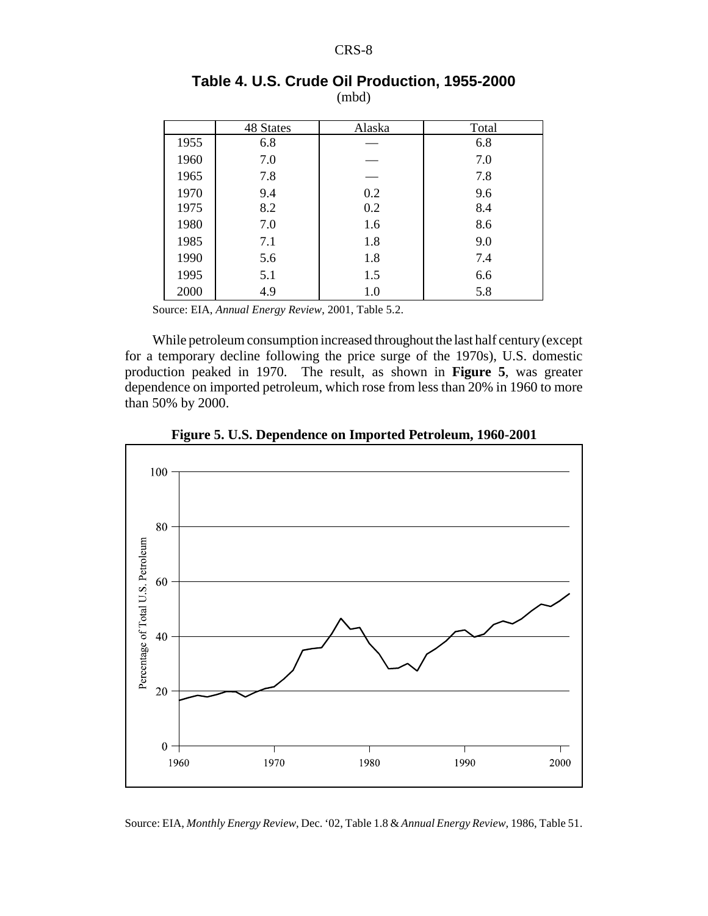**Table 4. U.S. Crude Oil Production, 1955-2000**
(mbd)

| | 48 States | Alaska | Total |
|---|---|---|---|
| 1955 | 6.8 | — | 6.8 |
| 1960 | 7.0 | — | 7.0 |
| 1965 | 7.8 | — | 7.8 |
| 1970 | 9.4 | 0.2 | 9.6 |
| 1975 | 8.2 | 0.2 | 8.4 |
| 1980 | 7.0 | 1.6 | 8.6 |
| 1985 | 7.1 | 1.8 | 9.0 |
| 1990 | 5.6 | 1.8 | 7.4 |
| 1995 | 5.1 | 1.5 | 6.6 |
| 2000 | 4.9 | 1.0 | 5.8 |

Source: EIA, *Annual Energy Review*, 2001, Table 5.2.

While petroleum consumption increased throughout the last half century (except for a temporary decline following the price surge of the 1970s), U.S. domestic production peaked in 1970. The result, as shown in **Figure 5**, was greater dependence on imported petroleum, which rose from less than 20% in 1960 to more than 50% by 2000.

**Figure 5. U.S. Dependence on Imported Petroleum, 1960-2001**

Source: EIA, *Monthly Energy Review*, Dec. '02, Table 1.8 & *Annual Energy Review*, 1986, Table 51.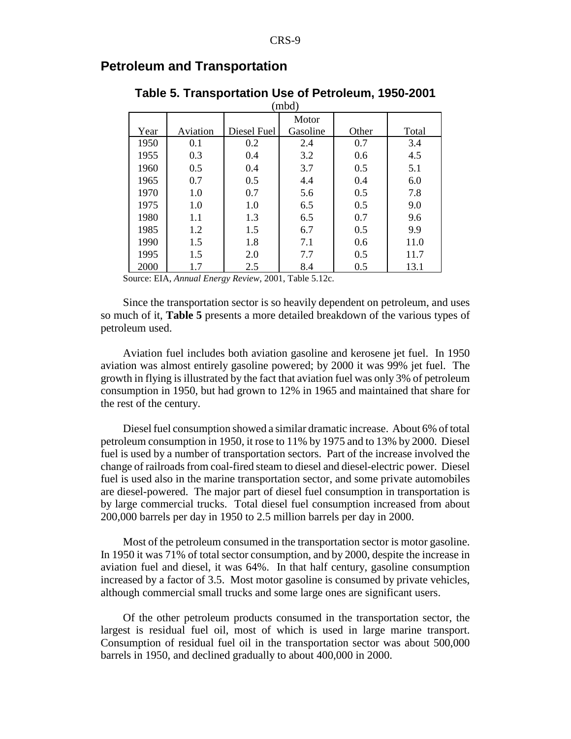## Petroleum and Transportation

**Table 5. Transportation Use of Petroleum, 1950-2001**

(mbd)

| Year | Aviation | Diesel Fuel | Motor Gasoline | Other | Total |
|---|---|---|---|---|---|
| 1950 | 0.1 | 0.2 | 2.4 | 0.7 | 3.4 |
| 1955 | 0.3 | 0.4 | 3.2 | 0.6 | 4.5 |
| 1960 | 0.5 | 0.4 | 3.7 | 0.5 | 5.1 |
| 1965 | 0.7 | 0.5 | 4.4 | 0.4 | 6.0 |
| 1970 | 1.0 | 0.7 | 5.6 | 0.5 | 7.8 |
| 1975 | 1.0 | 1.0 | 6.5 | 0.5 | 9.0 |
| 1980 | 1.1 | 1.3 | 6.5 | 0.7 | 9.6 |
| 1985 | 1.2 | 1.5 | 6.7 | 0.5 | 9.9 |
| 1990 | 1.5 | 1.8 | 7.1 | 0.6 | 11.0 |
| 1995 | 1.5 | 2.0 | 7.7 | 0.5 | 11.7 |
| 2000 | 1.7 | 2.5 | 8.4 | 0.5 | 13.1 |

Source: EIA, *Annual Energy Review*, 2001, Table 5.12c.

Since the transportation sector is so heavily dependent on petroleum, and uses so much of it, **Table 5** presents a more detailed breakdown of the various types of petroleum used.

Aviation fuel includes both aviation gasoline and kerosene jet fuel. In 1950 aviation was almost entirely gasoline powered; by 2000 it was 99% jet fuel. The growth in flying is illustrated by the fact that aviation fuel was only 3% of petroleum consumption in 1950, but had grown to 12% in 1965 and maintained that share for the rest of the century.

Diesel fuel consumption showed a similar dramatic increase. About 6% of total petroleum consumption in 1950, it rose to 11% by 1975 and to 13% by 2000. Diesel fuel is used by a number of transportation sectors. Part of the increase involved the change of railroads from coal-fired steam to diesel and diesel-electric power. Diesel fuel is used also in the marine transportation sector, and some private automobiles are diesel-powered. The major part of diesel fuel consumption in transportation is by large commercial trucks. Total diesel fuel consumption increased from about 200,000 barrels per day in 1950 to 2.5 million barrels per day in 2000.

Most of the petroleum consumed in the transportation sector is motor gasoline. In 1950 it was 71% of total sector consumption, and by 2000, despite the increase in aviation fuel and diesel, it was 64%. In that half century, gasoline consumption increased by a factor of 3.5. Most motor gasoline is consumed by private vehicles, although commercial small trucks and some large ones are significant users.

Of the other petroleum products consumed in the transportation sector, the largest is residual fuel oil, most of which is used in large marine transport. Consumption of residual fuel oil in the transportation sector was about 500,000 barrels in 1950, and declined gradually to about 400,000 in 2000.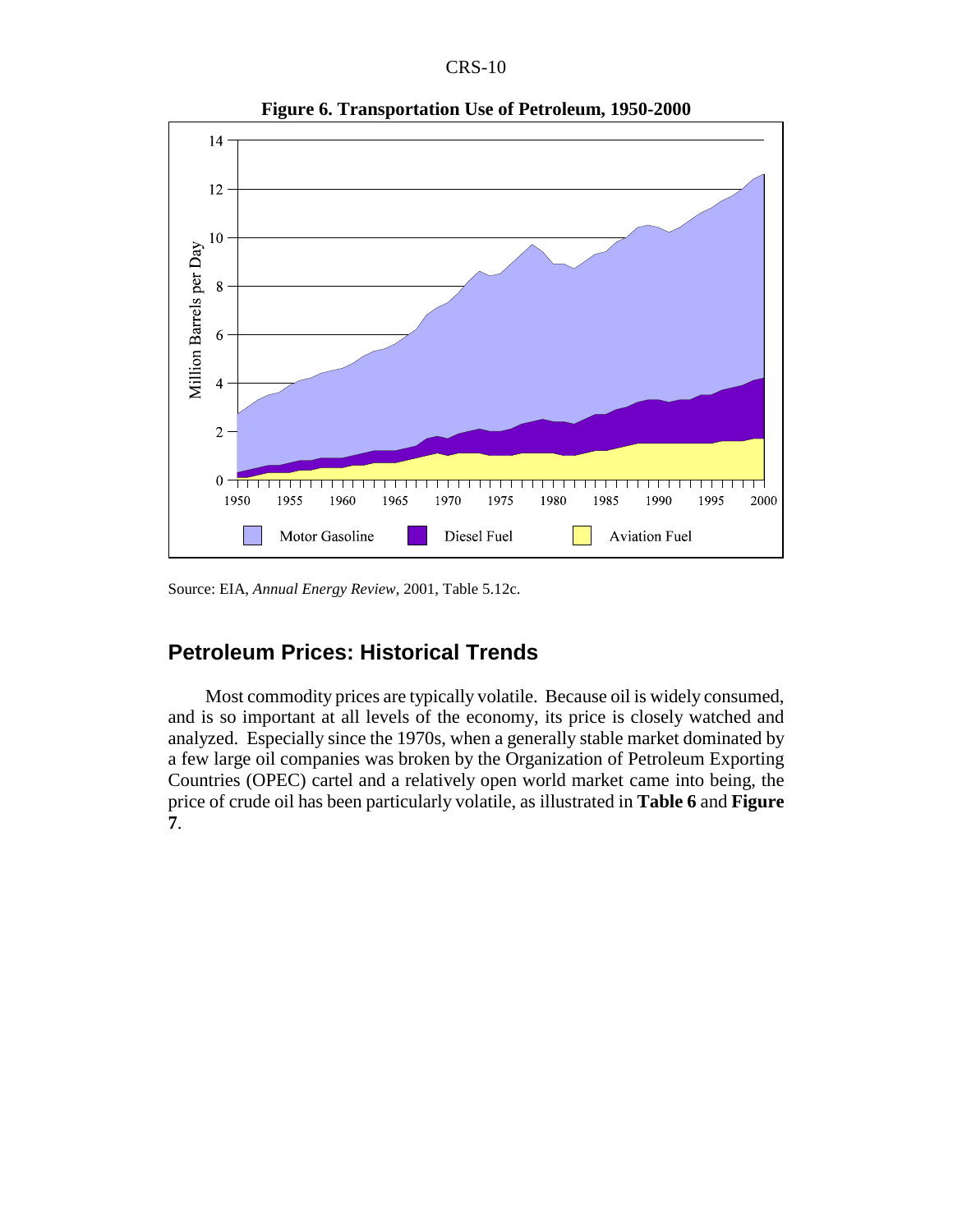**Figure 6. Transportation Use of Petroleum, 1950-2000**

Source: EIA, *Annual Energy Review*, 2001, Table 5.12c.

## Petroleum Prices: Historical Trends

Most commodity prices are typically volatile. Because oil is widely consumed, and is so important at all levels of the economy, its price is closely watched and analyzed. Especially since the 1970s, when a generally stable market dominated by a few large oil companies was broken by the Organization of Petroleum Exporting Countries (OPEC) cartel and a relatively open world market came into being, the price of crude oil has been particularly volatile, as illustrated in **Table 6** and **Figure 7**.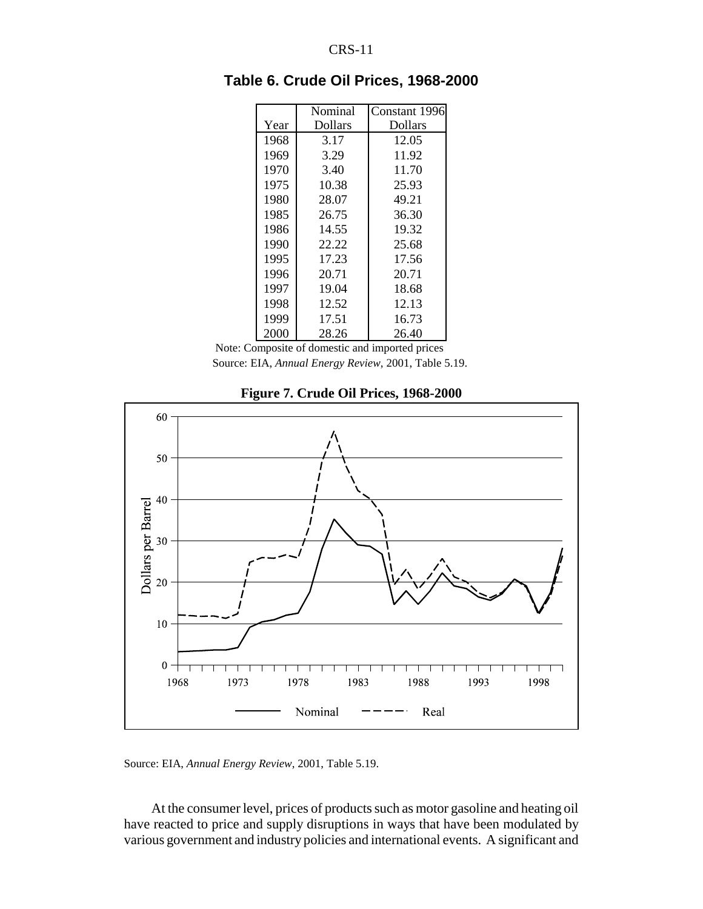## Table 6. Crude Oil Prices, 1968-2000

| Year | Nominal Dollars | Constant 1996 Dollars |
|---|---|---|
| 1968 | 3.17 | 12.05 |
| 1969 | 3.29 | 11.92 |
| 1970 | 3.40 | 11.70 |
| 1975 | 10.38 | 25.93 |
| 1980 | 28.07 | 49.21 |
| 1985 | 26.75 | 36.30 |
| 1986 | 14.55 | 19.32 |
| 1990 | 22.22 | 25.68 |
| 1995 | 17.23 | 17.56 |
| 1996 | 20.71 | 20.71 |
| 1997 | 19.04 | 18.68 |
| 1998 | 12.52 | 12.13 |
| 1999 | 17.51 | 16.73 |
| 2000 | 28.26 | 26.40 |

Note: Composite of domestic and imported prices
Source: EIA, *Annual Energy Review*, 2001, Table 5.19.

**Figure 7. Crude Oil Prices, 1968-2000**

Source: EIA, *Annual Energy Review*, 2001, Table 5.19.

At the consumer level, prices of products such as motor gasoline and heating oil have reacted to price and supply disruptions in ways that have been modulated by various government and industry policies and international events. A significant and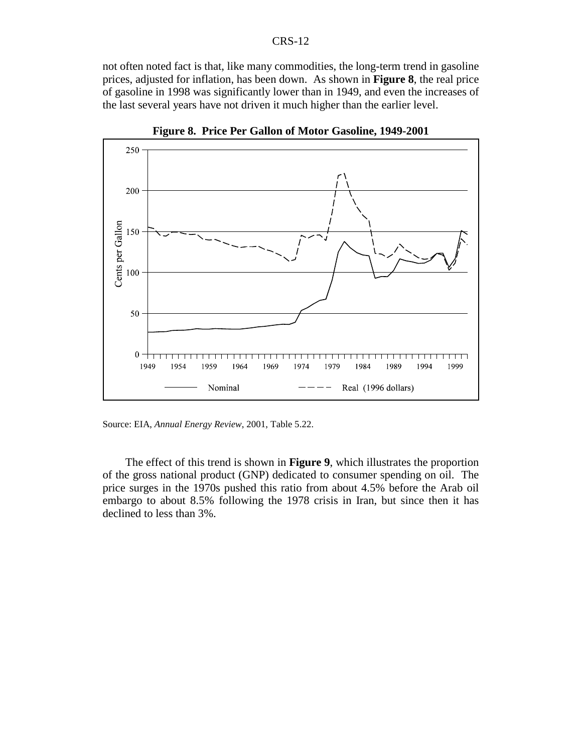not often noted fact is that, like many commodities, the long-term trend in gasoline prices, adjusted for inflation, has been down. As shown in **Figure 8**, the real price of gasoline in 1998 was significantly lower than in 1949, and even the increases of the last several years have not driven it much higher than the earlier level.

**Figure 8. Price Per Gallon of Motor Gasoline, 1949-2001**

Source: EIA, *Annual Energy Review*, 2001, Table 5.22.

The effect of this trend is shown in **Figure 9**, which illustrates the proportion of the gross national product (GNP) dedicated to consumer spending on oil. The price surges in the 1970s pushed this ratio from about 4.5% before the Arab oil embargo to about 8.5% following the 1978 crisis in Iran, but since then it has declined to less than 3%.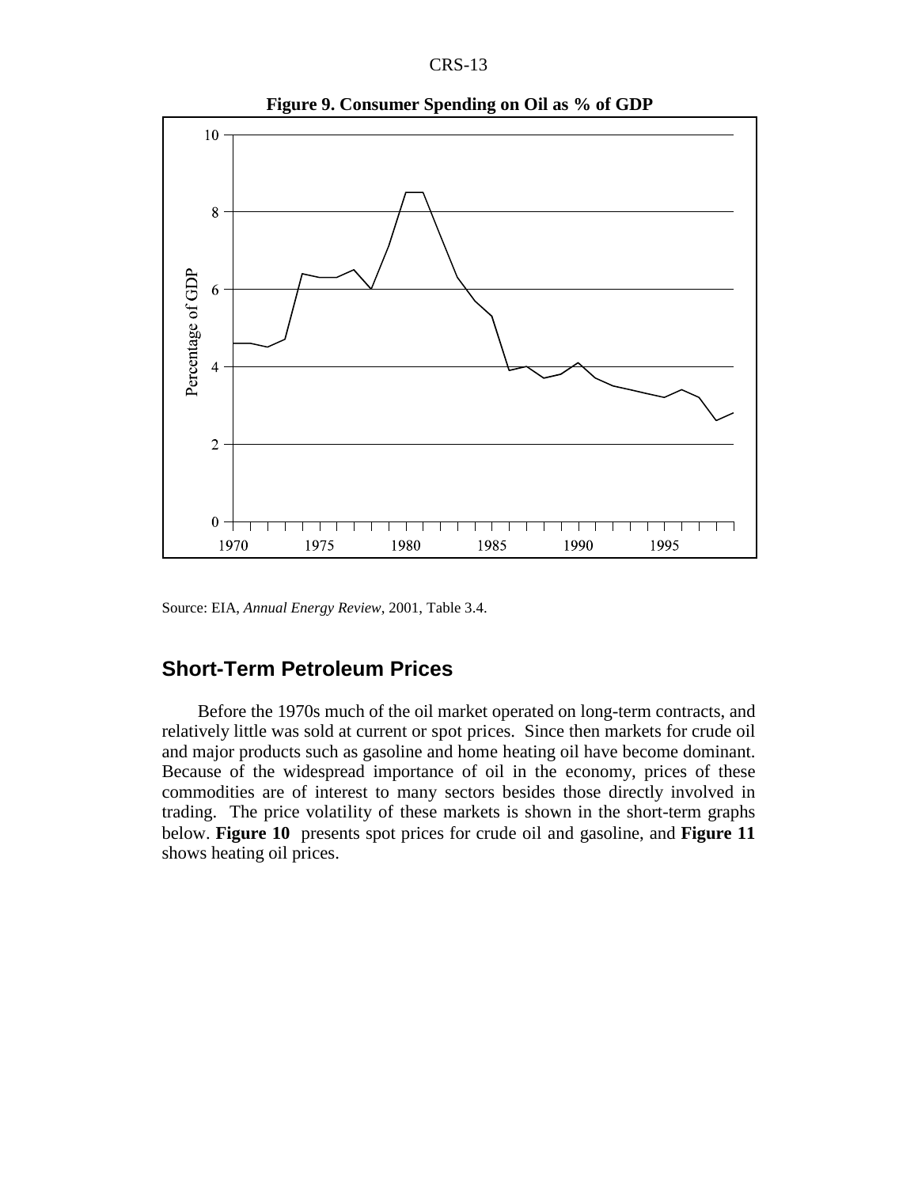**Figure 9. Consumer Spending on Oil as % of GDP**

Source: EIA, *Annual Energy Review*, 2001, Table 3.4.

## Short-Term Petroleum Prices

Before the 1970s much of the oil market operated on long-term contracts, and relatively little was sold at current or spot prices. Since then markets for crude oil and major products such as gasoline and home heating oil have become dominant. Because of the widespread importance of oil in the economy, prices of these commodities are of interest to many sectors besides those directly involved in trading. The price volatility of these markets is shown in the short-term graphs below. **Figure 10** presents spot prices for crude oil and gasoline, and **Figure 11** shows heating oil prices.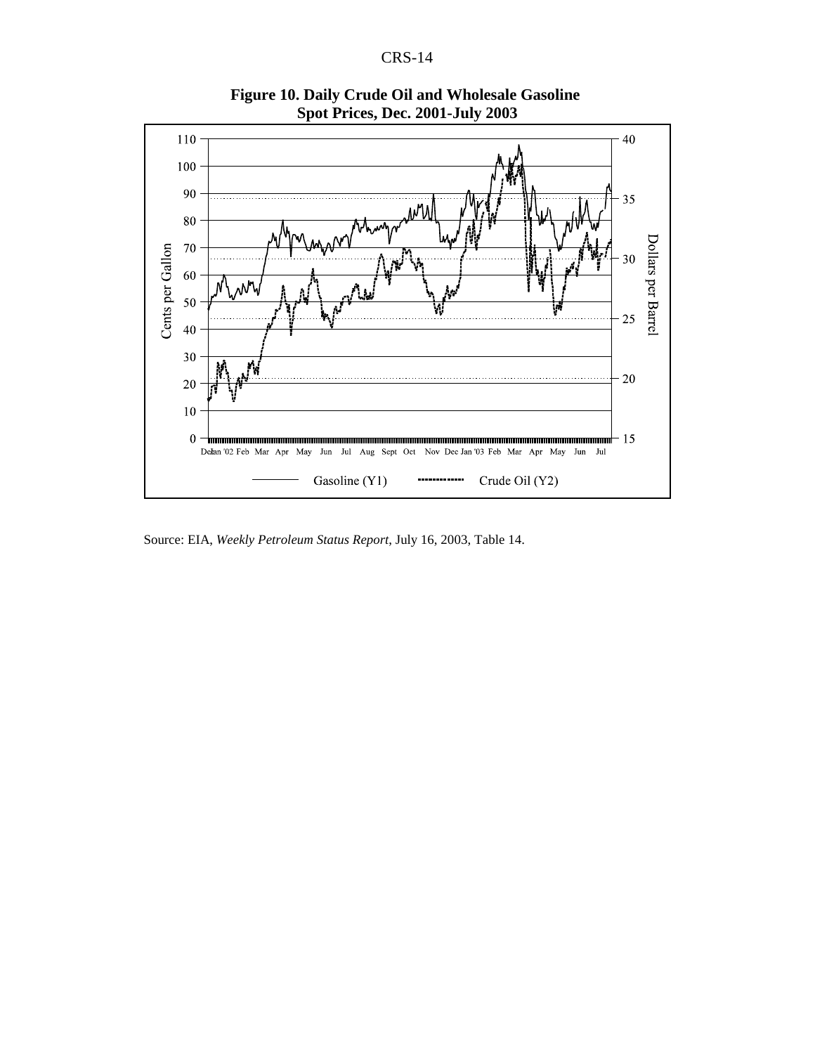**Figure 10. Daily Crude Oil and Wholesale Gasoline Spot Prices, Dec. 2001-July 2003**

Source: EIA, *Weekly Petroleum Status Report*, July 16, 2003, Table 14.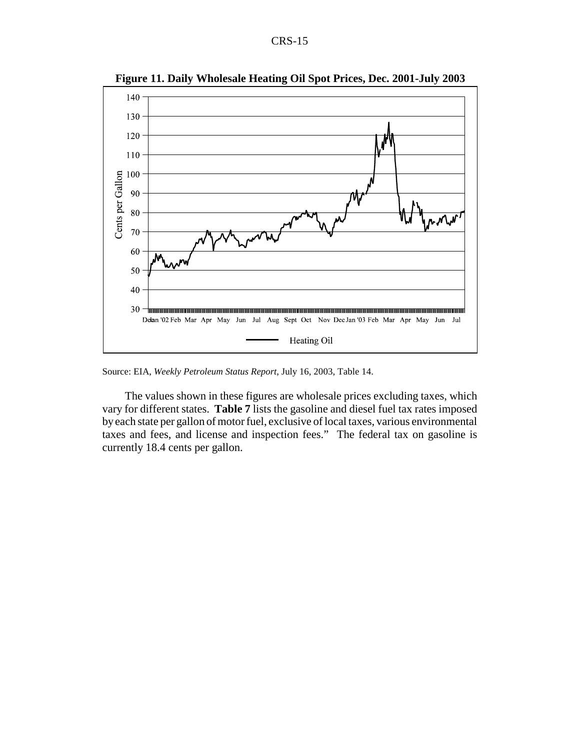**Figure 11. Daily Wholesale Heating Oil Spot Prices, Dec. 2001-July 2003**

Source: EIA, *Weekly Petroleum Status Report*, July 16, 2003, Table 14.

The values shown in these figures are wholesale prices excluding taxes, which vary for different states. **Table 7** lists the gasoline and diesel fuel tax rates imposed by each state per gallon of motor fuel, exclusive of local taxes, various environmental taxes and fees, and license and inspection fees." The federal tax on gasoline is currently 18.4 cents per gallon.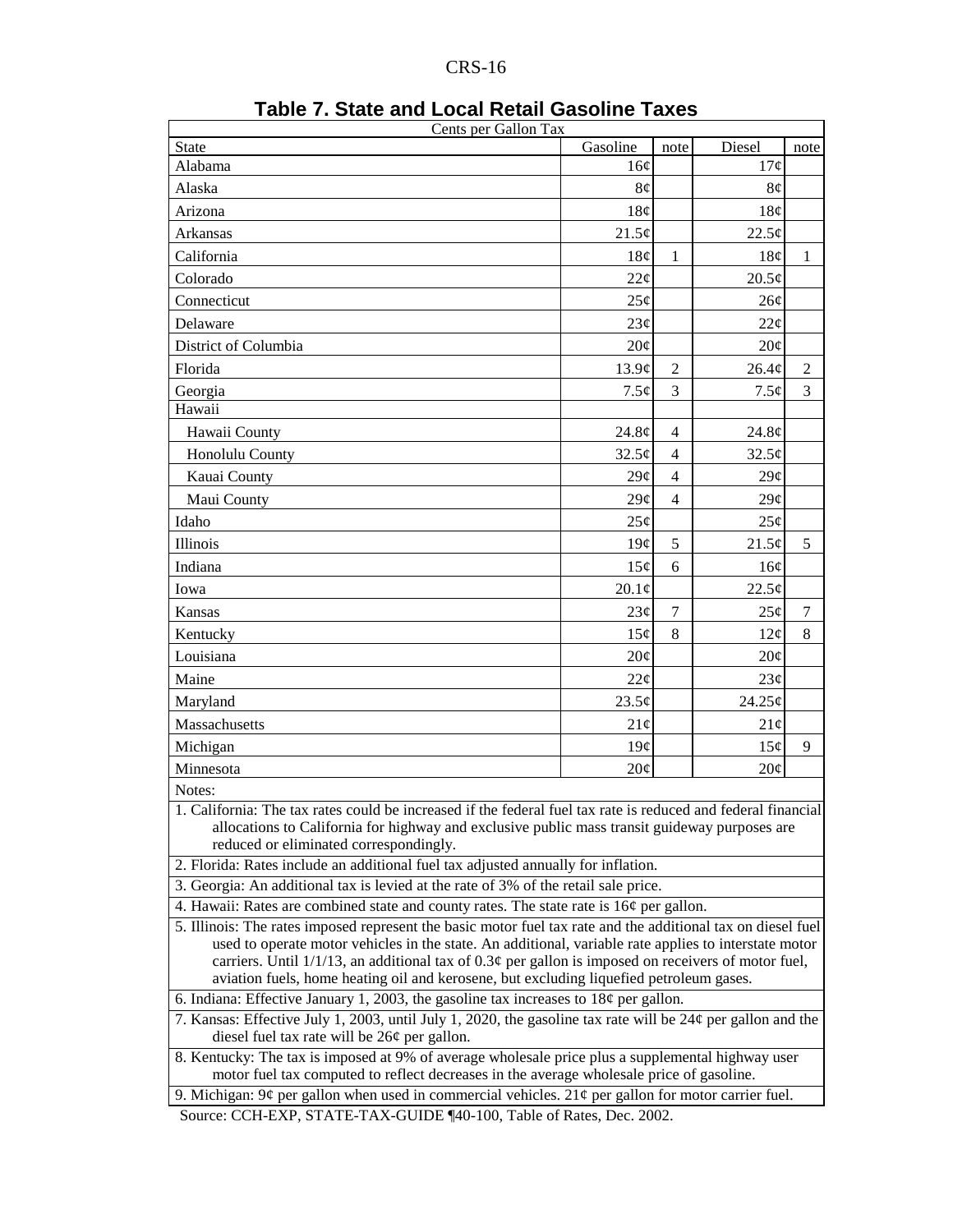# Table 7. State and Local Retail Gasoline Taxes

| Cents per Gallon Tax | | | | |
|---|---|---|---|---|
| State | Gasoline | note | Diesel | note |
| Alabama | 16¢ | | 17¢ | |
| Alaska | 8¢ | | 8¢ | |
| Arizona | 18¢ | | 18¢ | |
| Arkansas | 21.5¢ | | 22.5¢ | |
| California | 18¢ | 1 | 18¢ | 1 |
| Colorado | 22¢ | | 20.5¢ | |
| Connecticut | 25¢ | | 26¢ | |
| Delaware | 23¢ | | 22¢ | |
| District of Columbia | 20¢ | | 20¢ | |
| Florida | 13.9¢ | 2 | 26.4¢ | 2 |
| Georgia | 7.5¢ | 3 | 7.5¢ | 3 |
| Hawaii | | | | |
| Hawaii County | 24.8¢ | 4 | 24.8¢ | |
| Honolulu County | 32.5¢ | 4 | 32.5¢ | |
| Kauai County | 29¢ | 4 | 29¢ | |
| Maui County | 29¢ | 4 | 29¢ | |
| Idaho | 25¢ | | 25¢ | |
| Illinois | 19¢ | 5 | 21.5¢ | 5 |
| Indiana | 15¢ | 6 | 16¢ | |
| Iowa | 20.1¢ | | 22.5¢ | |
| Kansas | 23¢ | 7 | 25¢ | 7 |
| Kentucky | 15¢ | 8 | 12¢ | 8 |
| Louisiana | 20¢ | | 20¢ | |
| Maine | 22¢ | | 23¢ | |
| Maryland | 23.5¢ | | 24.25¢ | |
| Massachusetts | 21¢ | | 21¢ | |
| Michigan | 19¢ | | 15¢ | 9 |
| Minnesota | 20¢ | | 20¢ | |

Notes:

1. California: The tax rates could be increased if the federal fuel tax rate is reduced and federal financial allocations to California for highway and exclusive public mass transit guideway purposes are reduced or eliminated correspondingly.
2. Florida: Rates include an additional fuel tax adjusted annually for inflation.
3. Georgia: An additional tax is levied at the rate of 3% of the retail sale price.
4. Hawaii: Rates are combined state and county rates. The state rate is 16¢ per gallon.
5. Illinois: The rates imposed represent the basic motor fuel tax rate and the additional tax on diesel fuel used to operate motor vehicles in the state. An additional, variable rate applies to interstate motor carriers. Until 1/1/13, an additional tax of 0.3¢ per gallon is imposed on receivers of motor fuel, aviation fuels, home heating oil and kerosene, but excluding liquefied petroleum gases.
6. Indiana: Effective January 1, 2003, the gasoline tax increases to 18¢ per gallon.
7. Kansas: Effective July 1, 2003, until July 1, 2020, the gasoline tax rate will be 24¢ per gallon and the diesel fuel tax rate will be 26¢ per gallon.
8. Kentucky: The tax is imposed at 9% of average wholesale price plus a supplemental highway user motor fuel tax computed to reflect decreases in the average wholesale price of gasoline.
9. Michigan: 9¢ per gallon when used in commercial vehicles. 21¢ per gallon for motor carrier fuel.

Source: CCH-EXP, STATE-TAX-GUIDE ¶40-100, Table of Rates, Dec. 2002.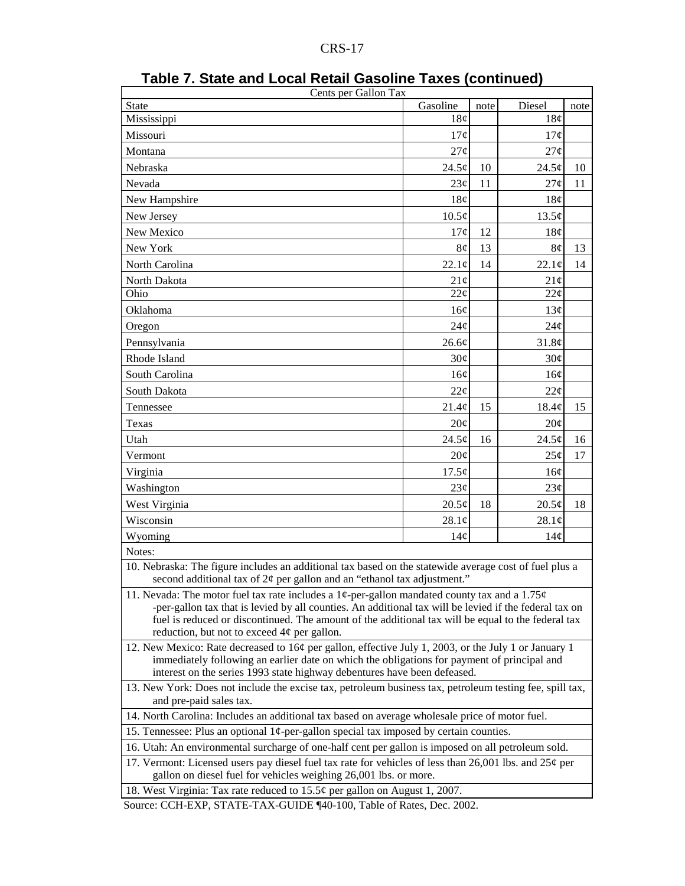## Table 7. State and Local Retail Gasoline Taxes (continued)

| Cents per Gallon Tax | | | | |
|---|---|---|---|---|
| State | Gasoline | note | Diesel | note |
| Mississippi | 18¢ | | 18¢ | |
| Missouri | 17¢ | | 17¢ | |
| Montana | 27¢ | | 27¢ | |
| Nebraska | 24.5¢ | 10 | 24.5¢ | 10 |
| Nevada | 23¢ | 11 | 27¢ | 11 |
| New Hampshire | 18¢ | | 18¢ | |
| New Jersey | 10.5¢ | | 13.5¢ | |
| New Mexico | 17¢ | 12 | 18¢ | |
| New York | 8¢ | 13 | 8¢ | 13 |
| North Carolina | 22.1¢ | 14 | 22.1¢ | 14 |
| North Dakota | 21¢ | | 21¢ | |
| Ohio | 22¢ | | 22¢ | |
| Oklahoma | 16¢ | | 13¢ | |
| Oregon | 24¢ | | 24¢ | |
| Pennsylvania | 26.6¢ | | 31.8¢ | |
| Rhode Island | 30¢ | | 30¢ | |
| South Carolina | 16¢ | | 16¢ | |
| South Dakota | 22¢ | | 22¢ | |
| Tennessee | 21.4¢ | 15 | 18.4¢ | 15 |
| Texas | 20¢ | | 20¢ | |
| Utah | 24.5¢ | 16 | 24.5¢ | 16 |
| Vermont | 20¢ | | 25¢ | 17 |
| Virginia | 17.5¢ | | 16¢ | |
| Washington | 23¢ | | 23¢ | |
| West Virginia | 20.5¢ | 18 | 20.5¢ | 18 |
| Wisconsin | 28.1¢ | | 28.1¢ | |
| Wyoming | 14¢ | | 14¢ | |

Notes:

10. Nebraska: The figure includes an additional tax based on the statewide average cost of fuel plus a second additional tax of 2¢ per gallon and an "ethanol tax adjustment."

11. Nevada: The motor fuel tax rate includes a 1¢-per-gallon mandated county tax and a 1.75¢ -per-gallon tax that is levied by all counties. An additional tax will be levied if the federal tax on fuel is reduced or discontinued. The amount of the additional tax will be equal to the federal tax reduction, but not to exceed 4¢ per gallon.

12. New Mexico: Rate decreased to 16¢ per gallon, effective July 1, 2003, or the July 1 or January 1 immediately following an earlier date on which the obligations for payment of principal and interest on the series 1993 state highway debentures have been defeased.

13. New York: Does not include the excise tax, petroleum business tax, petroleum testing fee, spill tax, and pre-paid sales tax.

14. North Carolina: Includes an additional tax based on average wholesale price of motor fuel.

15. Tennessee: Plus an optional 1¢-per-gallon special tax imposed by certain counties.

16. Utah: An environmental surcharge of one-half cent per gallon is imposed on all petroleum sold.

17. Vermont: Licensed users pay diesel fuel tax rate for vehicles of less than 26,001 lbs. and 25¢ per gallon on diesel fuel for vehicles weighing 26,001 lbs. or more.

18. West Virginia: Tax rate reduced to 15.5¢ per gallon on August 1, 2007.

Source: CCH-EXP, STATE-TAX-GUIDE ¶40-100, Table of Rates, Dec. 2002.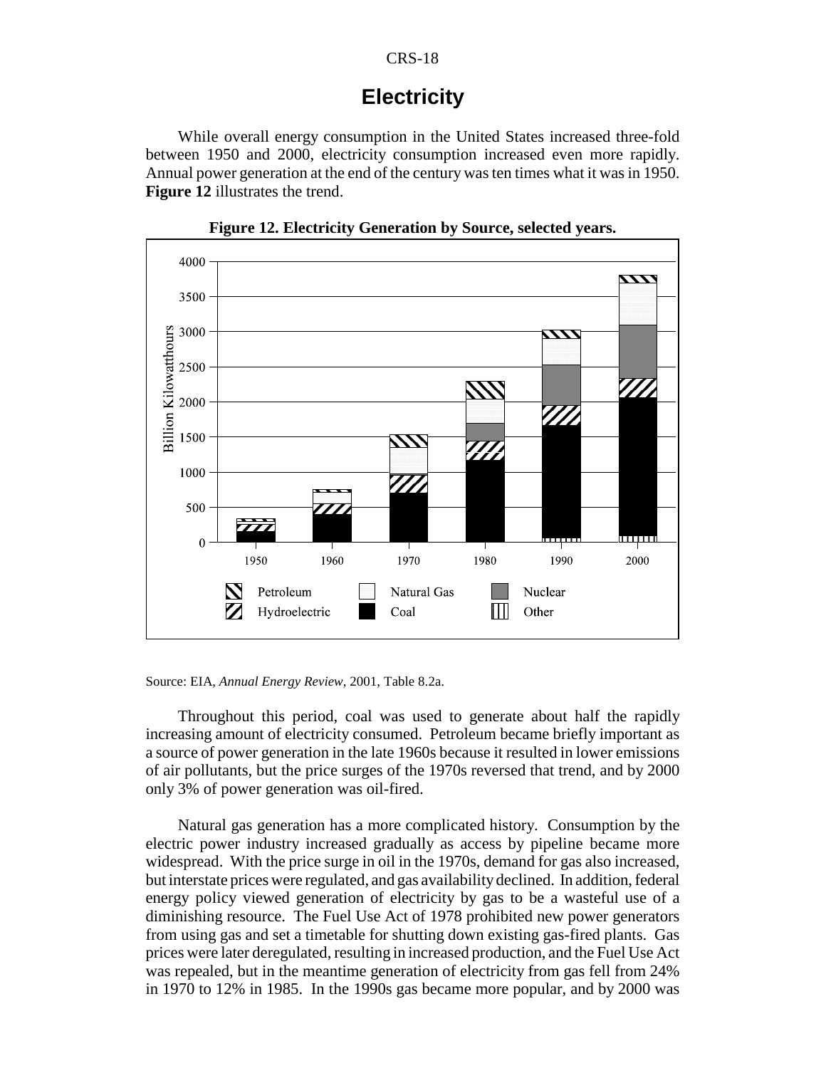## Electricity

While overall energy consumption in the United States increased three-fold between 1950 and 2000, electricity consumption increased even more rapidly. Annual power generation at the end of the century was ten times what it was in 1950. **Figure 12** illustrates the trend.

**Figure 12. Electricity Generation by Source, selected years.**

Source: EIA, *Annual Energy Review*, 2001, Table 8.2a.

Throughout this period, coal was used to generate about half the rapidly increasing amount of electricity consumed. Petroleum became briefly important as a source of power generation in the late 1960s because it resulted in lower emissions of air pollutants, but the price surges of the 1970s reversed that trend, and by 2000 only 3% of power generation was oil-fired.

Natural gas generation has a more complicated history. Consumption by the electric power industry increased gradually as access by pipeline became more widespread. With the price surge in oil in the 1970s, demand for gas also increased, but interstate prices were regulated, and gas availability declined. In addition, federal energy policy viewed generation of electricity by gas to be a wasteful use of a diminishing resource. The Fuel Use Act of 1978 prohibited new power generators from using gas and set a timetable for shutting down existing gas-fired plants. Gas prices were later deregulated, resulting in increased production, and the Fuel Use Act was repealed, but in the meantime generation of electricity from gas fell from 24% in 1970 to 12% in 1985. In the 1990s gas became more popular, and by 2000 was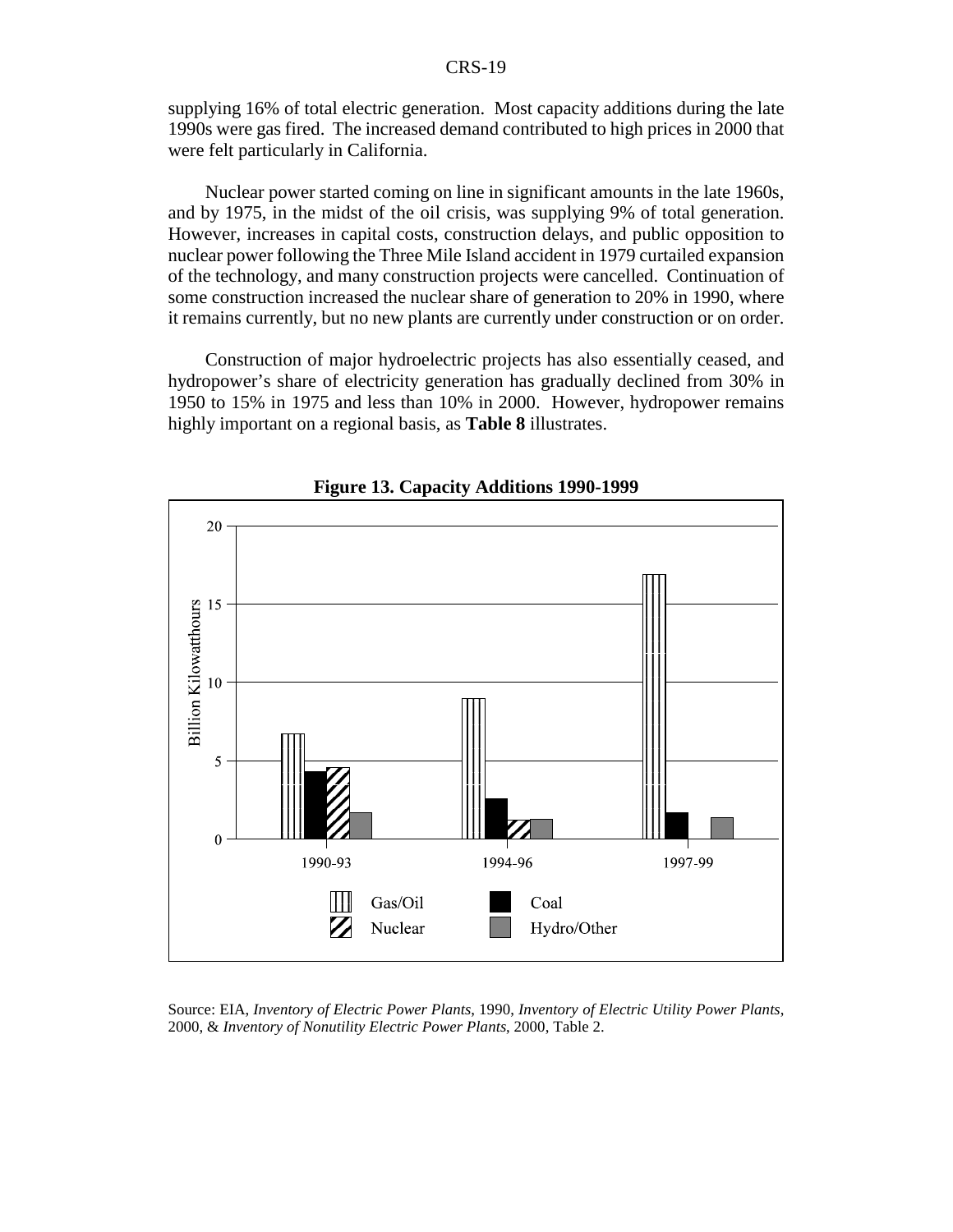supplying 16% of total electric generation. Most capacity additions during the late 1990s were gas fired. The increased demand contributed to high prices in 2000 that were felt particularly in California.

Nuclear power started coming on line in significant amounts in the late 1960s, and by 1975, in the midst of the oil crisis, was supplying 9% of total generation. However, increases in capital costs, construction delays, and public opposition to nuclear power following the Three Mile Island accident in 1979 curtailed expansion of the technology, and many construction projects were cancelled. Continuation of some construction increased the nuclear share of generation to 20% in 1990, where it remains currently, but no new plants are currently under construction or on order.

Construction of major hydroelectric projects has also essentially ceased, and hydropower's share of electricity generation has gradually declined from 30% in 1950 to 15% in 1975 and less than 10% in 2000. However, hydropower remains highly important on a regional basis, as **Table 8** illustrates.

**Figure 13. Capacity Additions 1990-1999**

Source: EIA, *Inventory of Electric Power Plants*, 1990, *Inventory of Electric Utility Power Plants*, 2000, & *Inventory of Nonutility Electric Power Plants*, 2000, Table 2.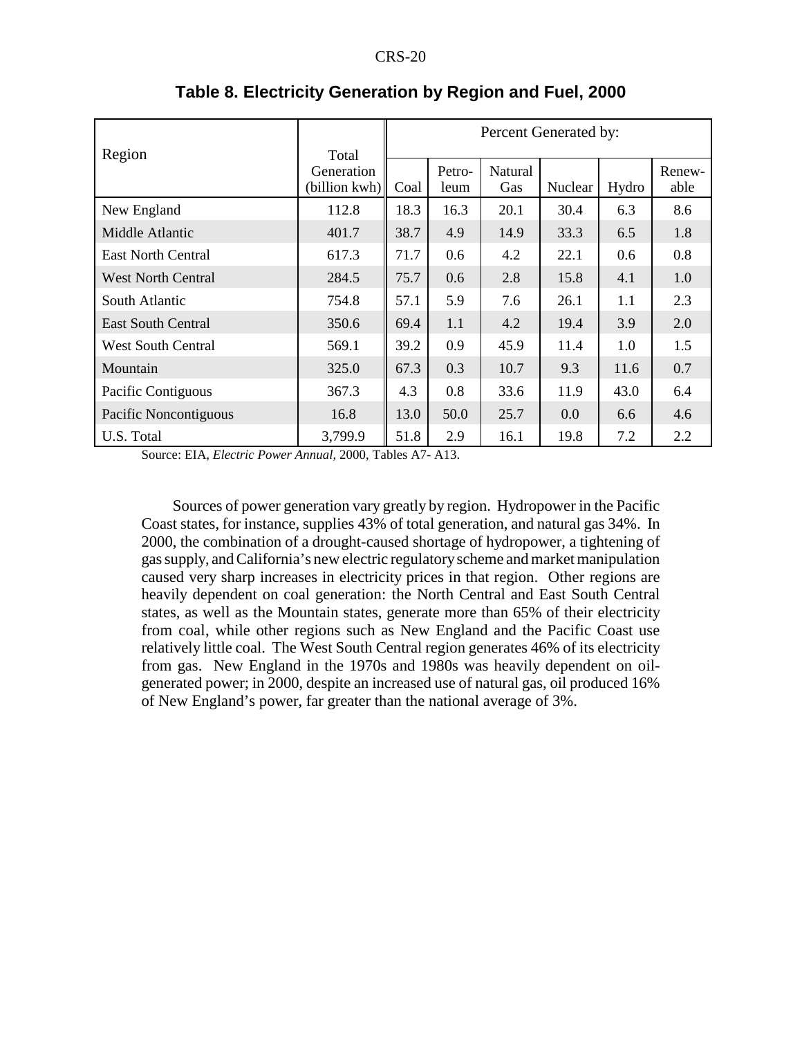## Table 8. Electricity Generation by Region and Fuel, 2000

| Region | Total Generation (billion kwh) | Percent Generated by: | | | | | |
|---|---|---|---|---|---|---|---|
| | | Coal | Petro-leum | Natural Gas | Nuclear | Hydro | Renew-able |
| New England | 112.8 | 18.3 | 16.3 | 20.1 | 30.4 | 6.3 | 8.6 |
| Middle Atlantic | 401.7 | 38.7 | 4.9 | 14.9 | 33.3 | 6.5 | 1.8 |
| East North Central | 617.3 | 71.7 | 0.6 | 4.2 | 22.1 | 0.6 | 0.8 |
| West North Central | 284.5 | 75.7 | 0.6 | 2.8 | 15.8 | 4.1 | 1.0 |
| South Atlantic | 754.8 | 57.1 | 5.9 | 7.6 | 26.1 | 1.1 | 2.3 |
| East South Central | 350.6 | 69.4 | 1.1 | 4.2 | 19.4 | 3.9 | 2.0 |
| West South Central | 569.1 | 39.2 | 0.9 | 45.9 | 11.4 | 1.0 | 1.5 |
| Mountain | 325.0 | 67.3 | 0.3 | 10.7 | 9.3 | 11.6 | 0.7 |
| Pacific Contiguous | 367.3 | 4.3 | 0.8 | 33.6 | 11.9 | 43.0 | 6.4 |
| Pacific Noncontiguous | 16.8 | 13.0 | 50.0 | 25.7 | 0.0 | 6.6 | 4.6 |
| U.S. Total | 3,799.9 | 51.8 | 2.9 | 16.1 | 19.8 | 7.2 | 2.2 |

Source: EIA, *Electric Power Annual,* 2000, Tables A7- A13.

Sources of power generation vary greatly by region. Hydropower in the Pacific Coast states, for instance, supplies 43% of total generation, and natural gas 34%. In 2000, the combination of a drought-caused shortage of hydropower, a tightening of gas supply, and California's new electric regulatory scheme and market manipulation caused very sharp increases in electricity prices in that region. Other regions are heavily dependent on coal generation: the North Central and East South Central states, as well as the Mountain states, generate more than 65% of their electricity from coal, while other regions such as New England and the Pacific Coast use relatively little coal. The West South Central region generates 46% of its electricity from gas. New England in the 1970s and 1980s was heavily dependent on oil-generated power; in 2000, despite an increased use of natural gas, oil produced 16% of New England's power, far greater than the national average of 3%.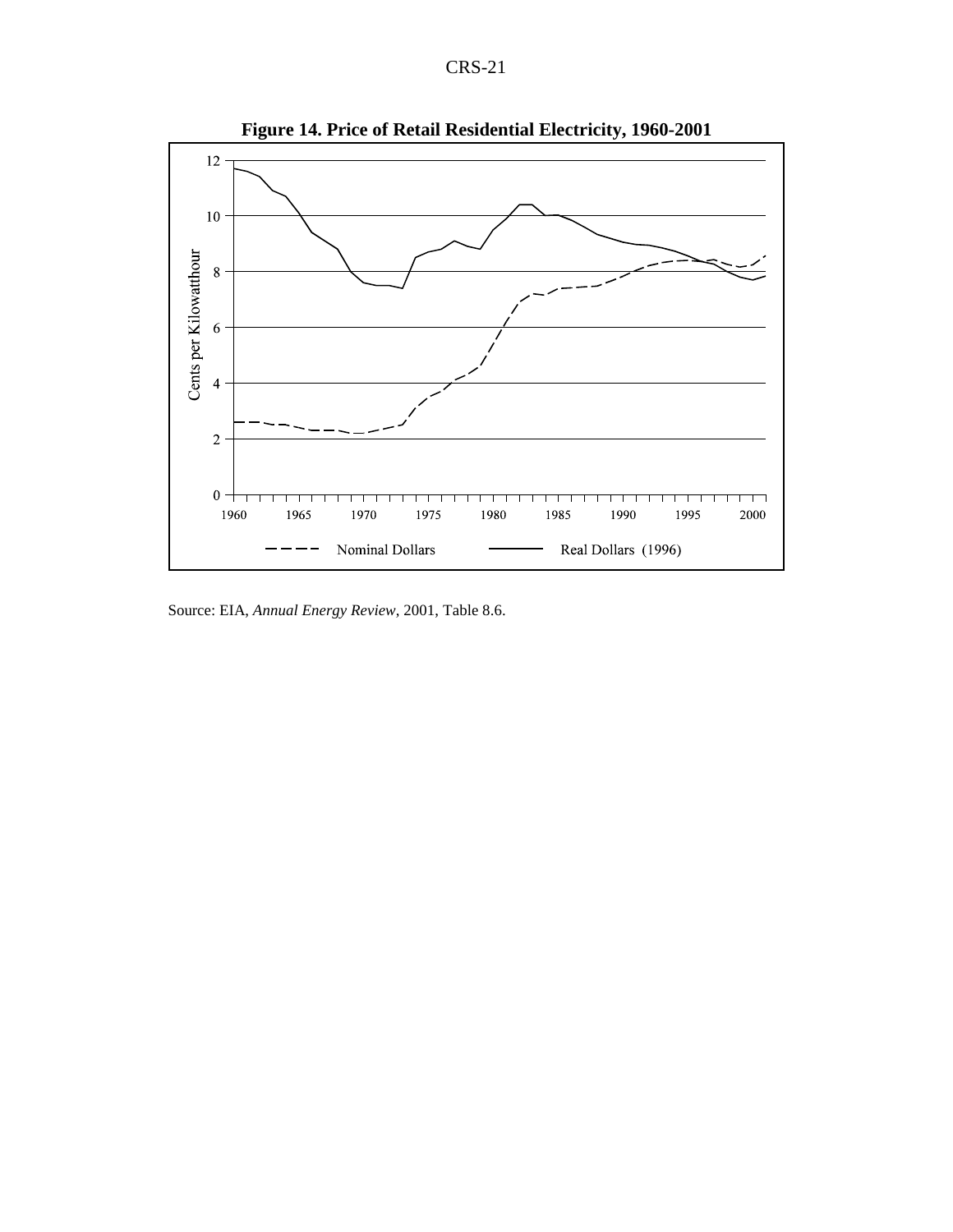**Figure 14. Price of Retail Residential Electricity, 1960-2001**

Source: EIA, *Annual Energy Review*, 2001, Table 8.6.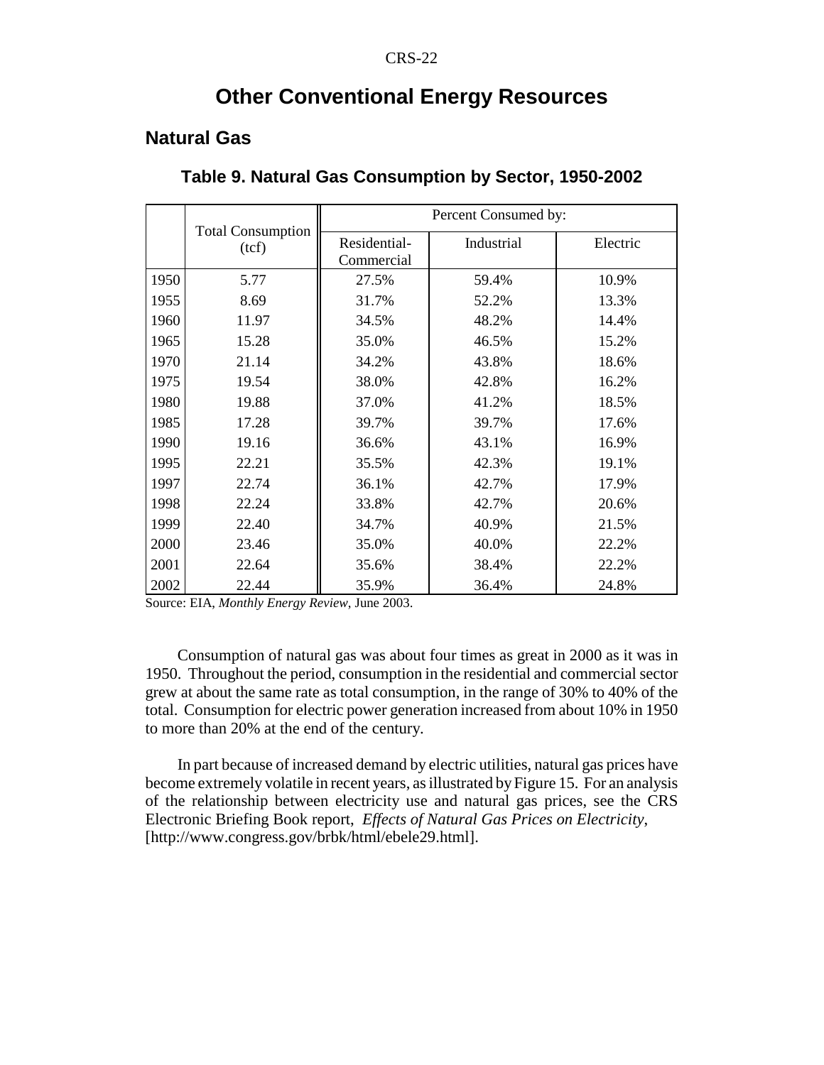## Other Conventional Energy Resources

### Natural Gas

**Table 9. Natural Gas Consumption by Sector, 1950-2002**

| | Total Consumption (tcf) | Percent Consumed by: | | |
|---|---|---|---|---|
| | | Residential-Commercial | Industrial | Electric |
| 1950 | 5.77 | 27.5% | 59.4% | 10.9% |
| 1955 | 8.69 | 31.7% | 52.2% | 13.3% |
| 1960 | 11.97 | 34.5% | 48.2% | 14.4% |
| 1965 | 15.28 | 35.0% | 46.5% | 15.2% |
| 1970 | 21.14 | 34.2% | 43.8% | 18.6% |
| 1975 | 19.54 | 38.0% | 42.8% | 16.2% |
| 1980 | 19.88 | 37.0% | 41.2% | 18.5% |
| 1985 | 17.28 | 39.7% | 39.7% | 17.6% |
| 1990 | 19.16 | 36.6% | 43.1% | 16.9% |
| 1995 | 22.21 | 35.5% | 42.3% | 19.1% |
| 1997 | 22.74 | 36.1% | 42.7% | 17.9% |
| 1998 | 22.24 | 33.8% | 42.7% | 20.6% |
| 1999 | 22.40 | 34.7% | 40.9% | 21.5% |
| 2000 | 23.46 | 35.0% | 40.0% | 22.2% |
| 2001 | 22.64 | 35.6% | 38.4% | 22.2% |
| 2002 | 22.44 | 35.9% | 36.4% | 24.8% |

Source: EIA, *Monthly Energy Review*, June 2003.

Consumption of natural gas was about four times as great in 2000 as it was in 1950. Throughout the period, consumption in the residential and commercial sector grew at about the same rate as total consumption, in the range of 30% to 40% of the total. Consumption for electric power generation increased from about 10% in 1950 to more than 20% at the end of the century.

In part because of increased demand by electric utilities, natural gas prices have become extremely volatile in recent years, as illustrated by Figure 15. For an analysis of the relationship between electricity use and natural gas prices, see the CRS Electronic Briefing Book report, *Effects of Natural Gas Prices on Electricity*, [http://www.congress.gov/brbk/html/ebele29.html].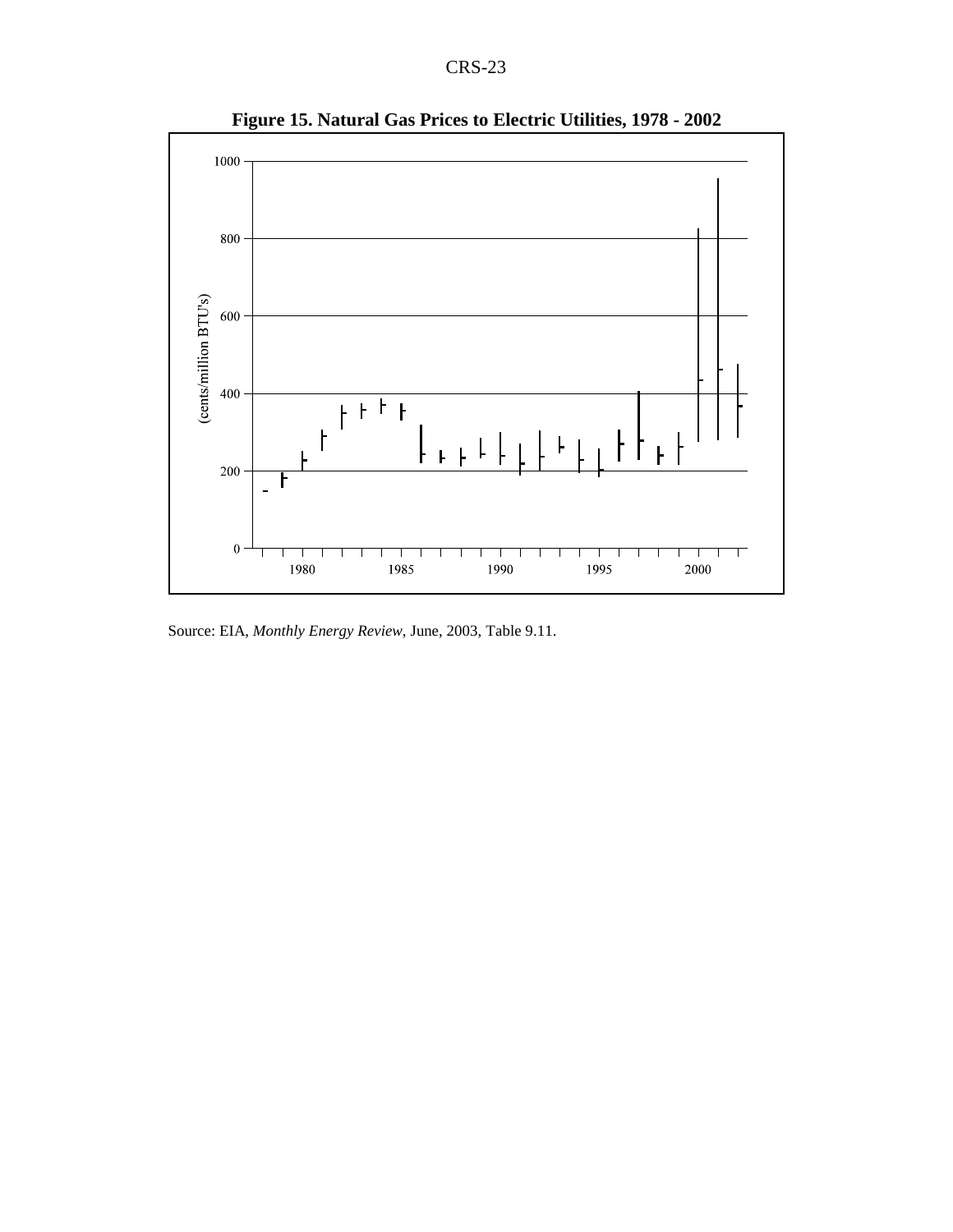**Figure 15. Natural Gas Prices to Electric Utilities, 1978 - 2002**

Source: EIA, *Monthly Energy Review*, June, 2003, Table 9.11.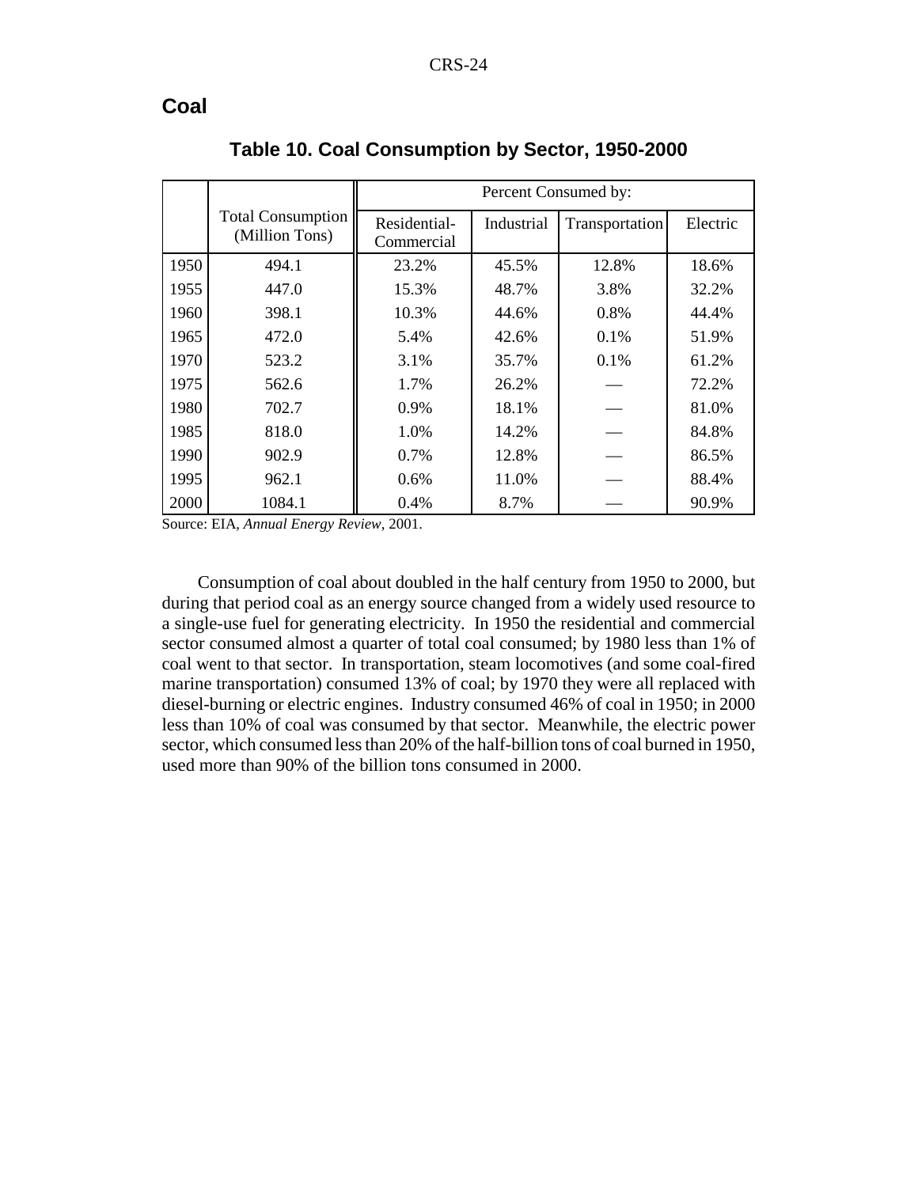## Coal

**Table 10. Coal Consumption by Sector, 1950-2000**

| | Total Consumption (Million Tons) | Percent Consumed by: | | | |
|---|---|---|---|---|---|
| | | Residential-Commercial | Industrial | Transportation | Electric |
| 1950 | 494.1 | 23.2% | 45.5% | 12.8% | 18.6% |
| 1955 | 447.0 | 15.3% | 48.7% | 3.8% | 32.2% |
| 1960 | 398.1 | 10.3% | 44.6% | 0.8% | 44.4% |
| 1965 | 472.0 | 5.4% | 42.6% | 0.1% | 51.9% |
| 1970 | 523.2 | 3.1% | 35.7% | 0.1% | 61.2% |
| 1975 | 562.6 | 1.7% | 26.2% | — | 72.2% |
| 1980 | 702.7 | 0.9% | 18.1% | — | 81.0% |
| 1985 | 818.0 | 1.0% | 14.2% | — | 84.8% |
| 1990 | 902.9 | 0.7% | 12.8% | — | 86.5% |
| 1995 | 962.1 | 0.6% | 11.0% | — | 88.4% |
| 2000 | 1084.1 | 0.4% | 8.7% | — | 90.9% |

Source: EIA, *Annual Energy Review*, 2001.

Consumption of coal about doubled in the half century from 1950 to 2000, but during that period coal as an energy source changed from a widely used resource to a single-use fuel for generating electricity. In 1950 the residential and commercial sector consumed almost a quarter of total coal consumed; by 1980 less than 1% of coal went to that sector. In transportation, steam locomotives (and some coal-fired marine transportation) consumed 13% of coal; by 1970 they were all replaced with diesel-burning or electric engines. Industry consumed 46% of coal in 1950; in 2000 less than 10% of coal was consumed by that sector. Meanwhile, the electric power sector, which consumed less than 20% of the half-billion tons of coal burned in 1950, used more than 90% of the billion tons consumed in 2000.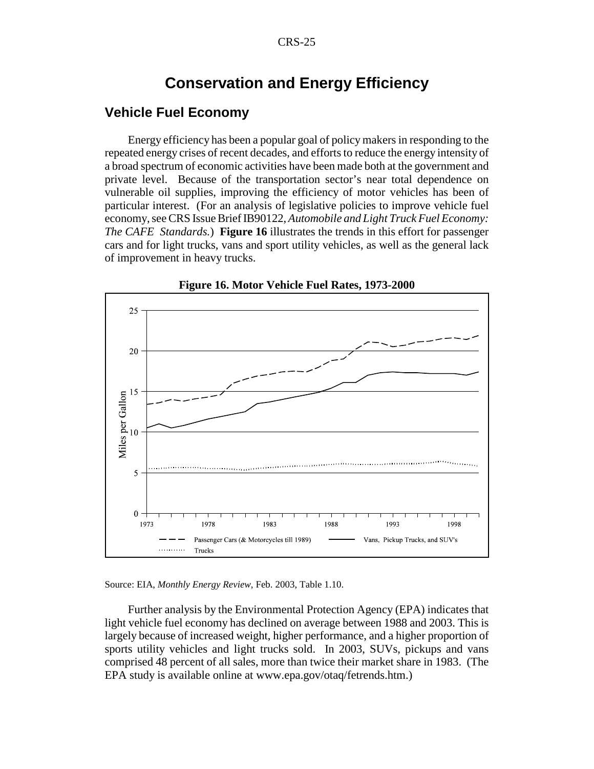# Conservation and Energy Efficiency

## Vehicle Fuel Economy

Energy efficiency has been a popular goal of policy makers in responding to the repeated energy crises of recent decades, and efforts to reduce the energy intensity of a broad spectrum of economic activities have been made both at the government and private level. Because of the transportation sector's near total dependence on vulnerable oil supplies, improving the efficiency of motor vehicles has been of particular interest. (For an analysis of legislative policies to improve vehicle fuel economy, see CRS Issue Brief IB90122, *Automobile and Light Truck Fuel Economy: The CAFE Standards.*) **Figure 16** illustrates the trends in this effort for passenger cars and for light trucks, vans and sport utility vehicles, as well as the general lack of improvement in heavy trucks.

**Figure 16. Motor Vehicle Fuel Rates, 1973-2000**

Source: EIA, *Monthly Energy Review*, Feb. 2003, Table 1.10.

Further analysis by the Environmental Protection Agency (EPA) indicates that light vehicle fuel economy has declined on average between 1988 and 2003. This is largely because of increased weight, higher performance, and a higher proportion of sports utility vehicles and light trucks sold. In 2003, SUVs, pickups and vans comprised 48 percent of all sales, more than twice their market share in 1983. (The EPA study is available online at www.epa.gov/otaq/fetrends.htm.)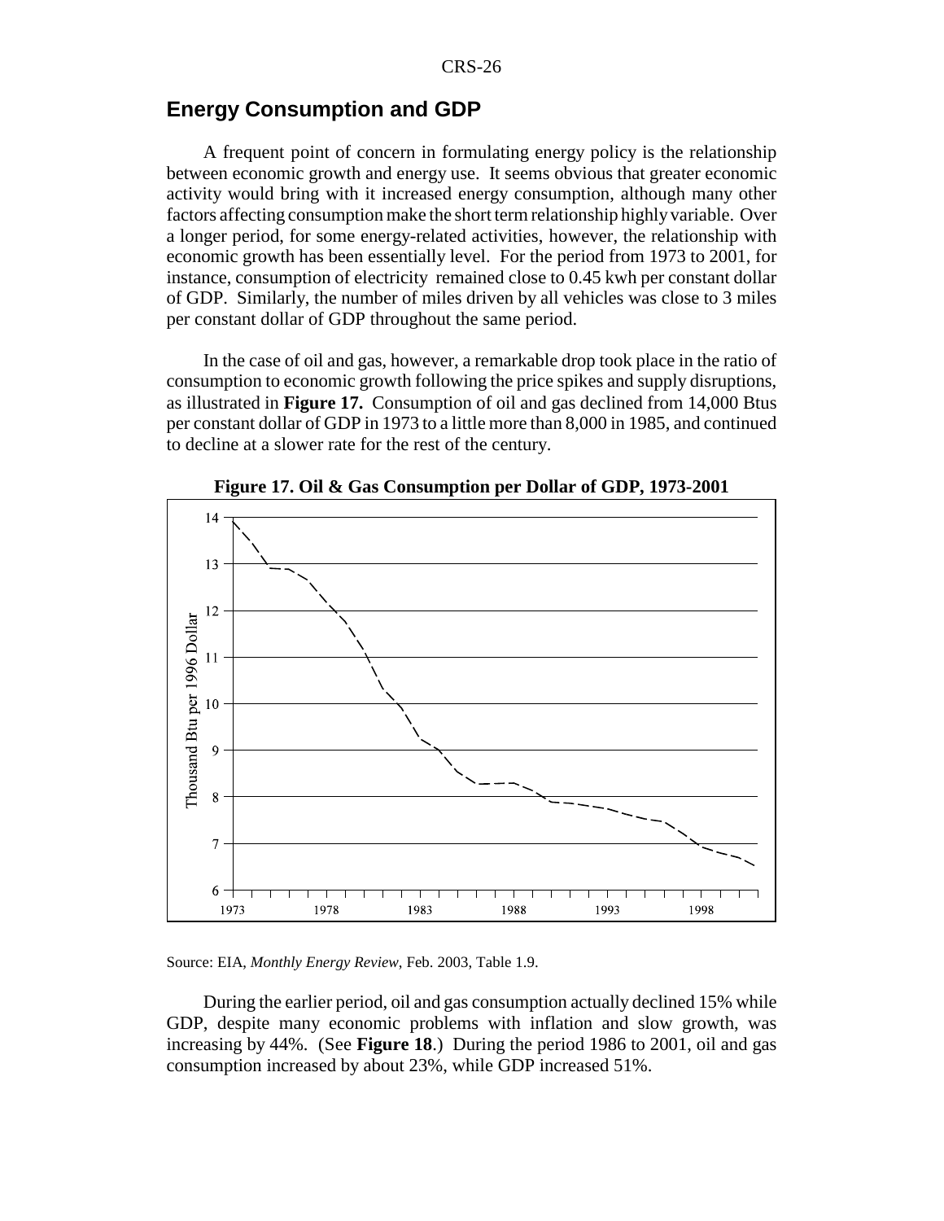## Energy Consumption and GDP

A frequent point of concern in formulating energy policy is the relationship between economic growth and energy use. It seems obvious that greater economic activity would bring with it increased energy consumption, although many other factors affecting consumption make the short term relationship highly variable. Over a longer period, for some energy-related activities, however, the relationship with economic growth has been essentially level. For the period from 1973 to 2001, for instance, consumption of electricity remained close to 0.45 kwh per constant dollar of GDP. Similarly, the number of miles driven by all vehicles was close to 3 miles per constant dollar of GDP throughout the same period.

In the case of oil and gas, however, a remarkable drop took place in the ratio of consumption to economic growth following the price spikes and supply disruptions, as illustrated in **Figure 17.** Consumption of oil and gas declined from 14,000 Btus per constant dollar of GDP in 1973 to a little more than 8,000 in 1985, and continued to decline at a slower rate for the rest of the century.

**Figure 17. Oil & Gas Consumption per Dollar of GDP, 1973-2001**

Source: EIA, *Monthly Energy Review*, Feb. 2003, Table 1.9.

During the earlier period, oil and gas consumption actually declined 15% while GDP, despite many economic problems with inflation and slow growth, was increasing by 44%. (See **Figure 18**.) During the period 1986 to 2001, oil and gas consumption increased by about 23%, while GDP increased 51%.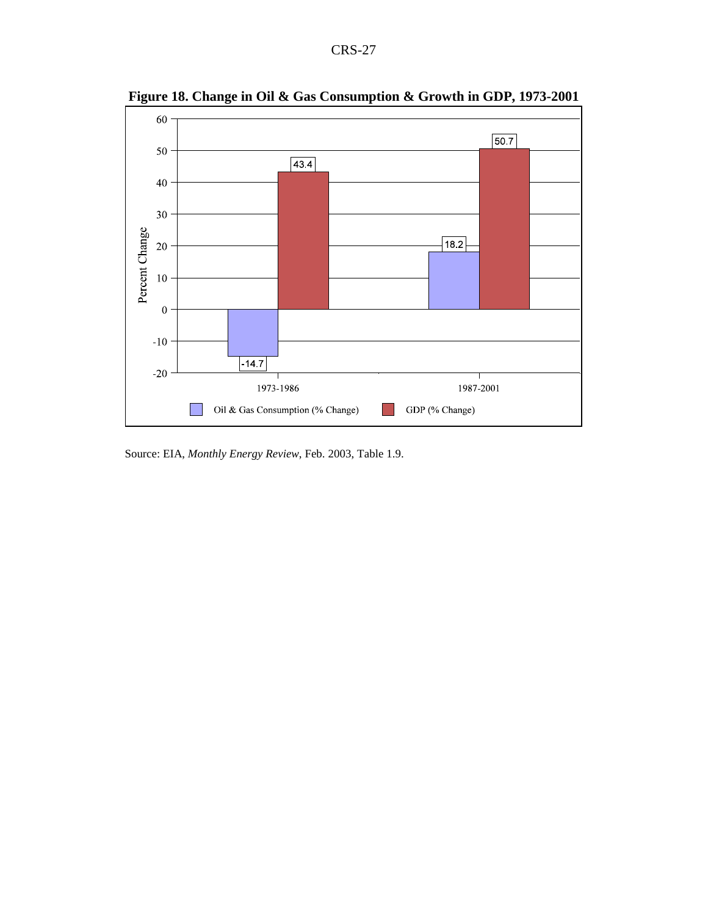**Figure 18. Change in Oil & Gas Consumption & Growth in GDP, 1973-2001**

| | 1973-1986 | 1987-2001 |
|---|---|---|
| Oil & Gas Consumption (% Change) | -14.7 | 18.2 |
| GDP (% Change) | 43.4 | 50.7 |

Source: EIA, *Monthly Energy Review*, Feb. 2003, Table 1.9.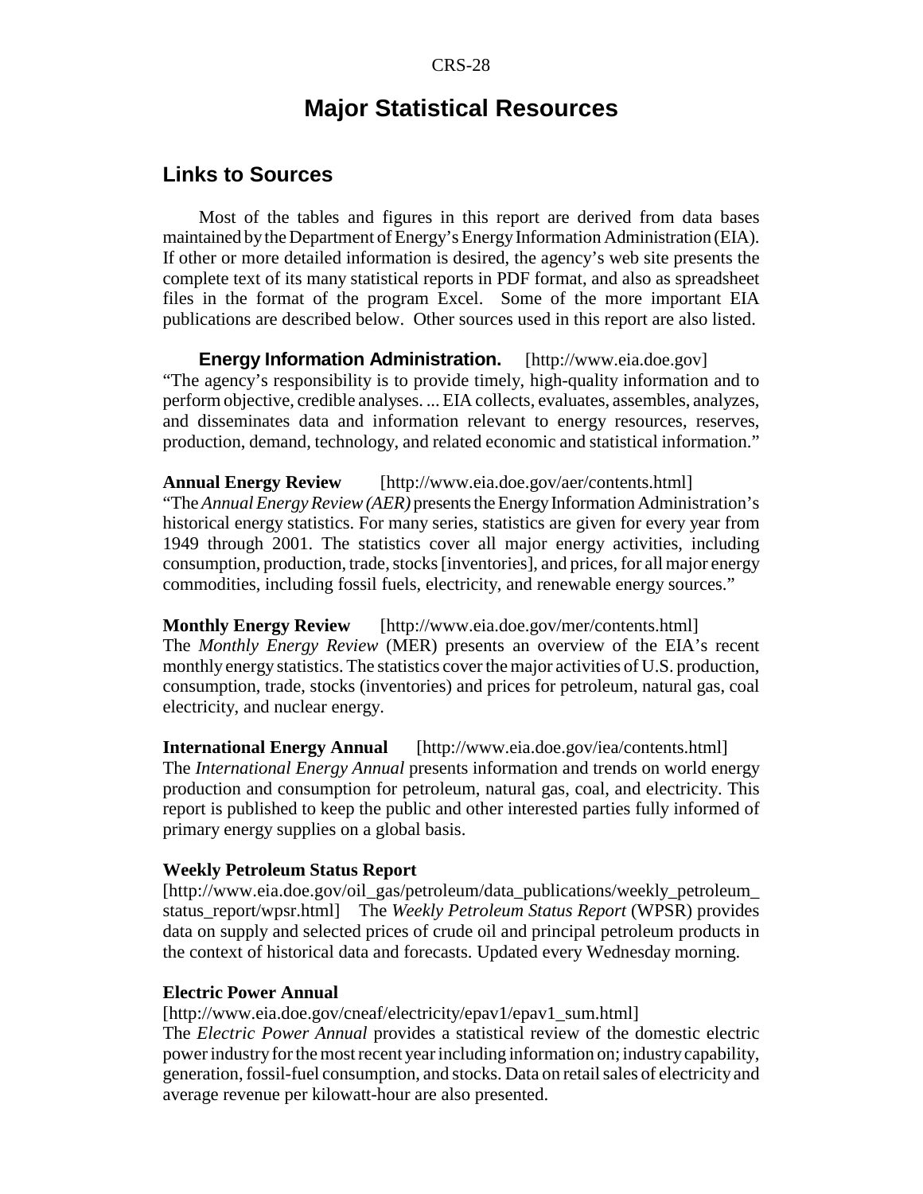# Major Statistical Resources

## Links to Sources

Most of the tables and figures in this report are derived from data bases maintained by the Department of Energy's Energy Information Administration (EIA). If other or more detailed information is desired, the agency's web site presents the complete text of its many statistical reports in PDF format, and also as spreadsheet files in the format of the program Excel. Some of the more important EIA publications are described below. Other sources used in this report are also listed.

**Energy Information Administration.** [http://www.eia.doe.gov] "The agency's responsibility is to provide timely, high-quality information and to perform objective, credible analyses. ... EIA collects, evaluates, assembles, analyzes, and disseminates data and information relevant to energy resources, reserves, production, demand, technology, and related economic and statistical information."

**Annual Energy Review** [http://www.eia.doe.gov/aer/contents.html]
"The *Annual Energy Review (AER)* presents the Energy Information Administration's historical energy statistics. For many series, statistics are given for every year from 1949 through 2001. The statistics cover all major energy activities, including consumption, production, trade, stocks [inventories], and prices, for all major energy commodities, including fossil fuels, electricity, and renewable energy sources."

**Monthly Energy Review** [http://www.eia.doe.gov/mer/contents.html]
The *Monthly Energy Review* (MER) presents an overview of the EIA's recent monthly energy statistics. The statistics cover the major activities of U.S. production, consumption, trade, stocks (inventories) and prices for petroleum, natural gas, coal electricity, and nuclear energy.

**International Energy Annual** [http://www.eia.doe.gov/iea/contents.html]
The *International Energy Annual* presents information and trends on world energy production and consumption for petroleum, natural gas, coal, and electricity. This report is published to keep the public and other interested parties fully informed of primary energy supplies on a global basis.

**Weekly Petroleum Status Report**
[http://www.eia.doe.gov/oil_gas/petroleum/data_publications/weekly_petroleum_status_report/wpsr.html] The *Weekly Petroleum Status Report* (WPSR) provides data on supply and selected prices of crude oil and principal petroleum products in the context of historical data and forecasts. Updated every Wednesday morning.

**Electric Power Annual**
[http://www.eia.doe.gov/cneaf/electricity/epav1/epav1_sum.html]
The *Electric Power Annual* provides a statistical review of the domestic electric power industry for the most recent year including information on; industry capability, generation, fossil-fuel consumption, and stocks. Data on retail sales of electricity and average revenue per kilowatt-hour are also presented.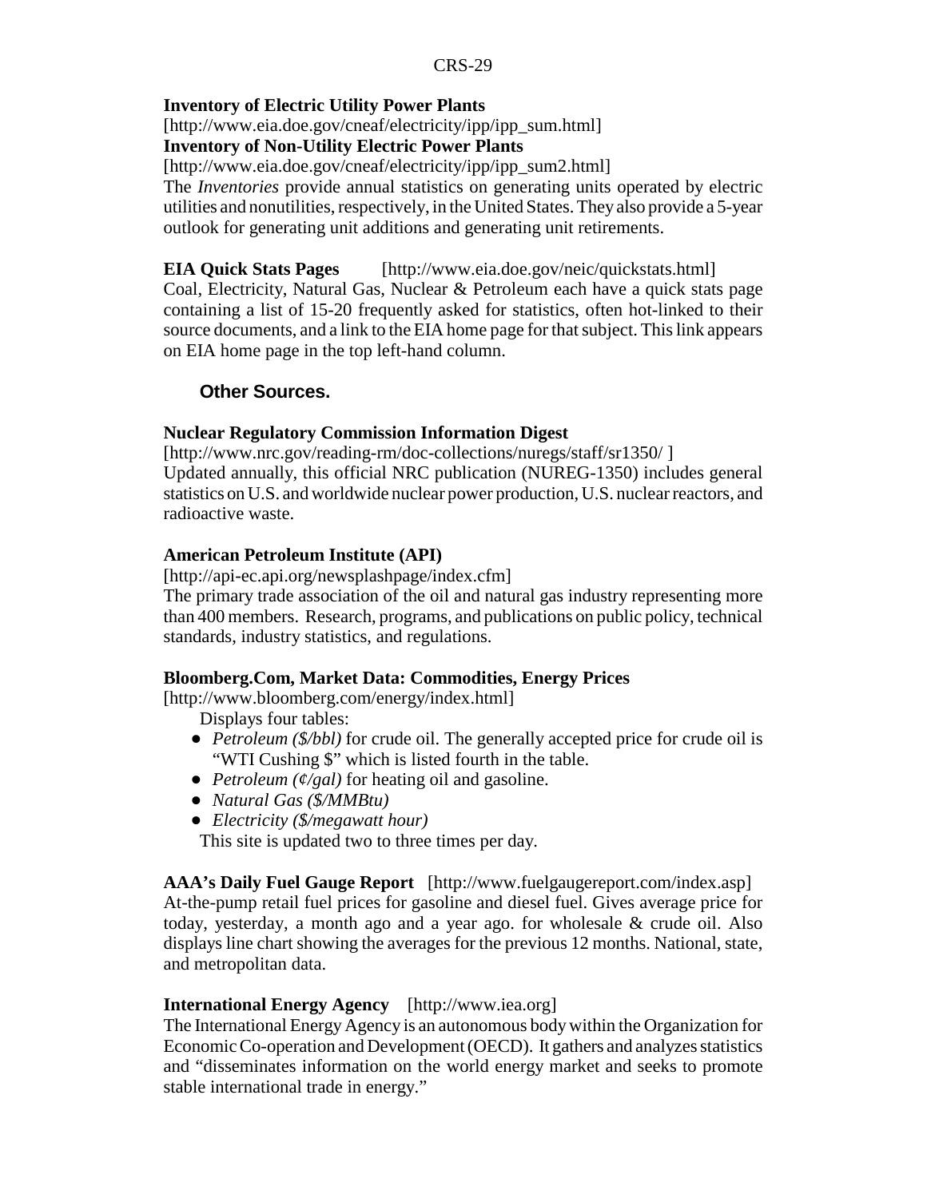**Inventory of Electric Utility Power Plants**
[http://www.eia.doe.gov/cneaf/electricity/ipp/ipp_sum.html]
**Inventory of Non-Utility Electric Power Plants**
[http://www.eia.doe.gov/cneaf/electricity/ipp/ipp_sum2.html]
The *Inventories* provide annual statistics on generating units operated by electric utilities and nonutilities, respectively, in the United States. They also provide a 5-year outlook for generating unit additions and generating unit retirements.

**EIA Quick Stats Pages** [http://www.eia.doe.gov/neic/quickstats.html]
Coal, Electricity, Natural Gas, Nuclear & Petroleum each have a quick stats page containing a list of 15-20 frequently asked for statistics, often hot-linked to their source documents, and a link to the EIA home page for that subject. This link appears on EIA home page in the top left-hand column.

### Other Sources.

**Nuclear Regulatory Commission Information Digest**
[http://www.nrc.gov/reading-rm/doc-collections/nuregs/staff/sr1350/ ]
Updated annually, this official NRC publication (NUREG-1350) includes general statistics on U.S. and worldwide nuclear power production, U.S. nuclear reactors, and radioactive waste.

**American Petroleum Institute (API)**
[http://api-ec.api.org/newsplashpage/index.cfm]
The primary trade association of the oil and natural gas industry representing more than 400 members. Research, programs, and publications on public policy, technical standards, industry statistics, and regulations.

**Bloomberg.Com, Market Data: Commodities, Energy Prices**
[http://www.bloomberg.com/energy/index.html]
Displays four tables:

- *Petroleum ($/bbl)* for crude oil. The generally accepted price for crude oil is "WTI Cushing $" which is listed fourth in the table.
- *Petroleum (¢/gal)* for heating oil and gasoline.
- *Natural Gas ($/MMBtu)*
- *Electricity ($/megawatt hour)*

This site is updated two to three times per day.

**AAA's Daily Fuel Gauge Report** [http://www.fuelgaugereport.com/index.asp]
At-the-pump retail fuel prices for gasoline and diesel fuel. Gives average price for today, yesterday, a month ago and a year ago. for wholesale & crude oil. Also displays line chart showing the averages for the previous 12 months. National, state, and metropolitan data.

**International Energy Agency** [http://www.iea.org]
The International Energy Agency is an autonomous body within the Organization for Economic Co-operation and Development (OECD). It gathers and analyzes statistics and "disseminates information on the world energy market and seeks to promote stable international trade in energy."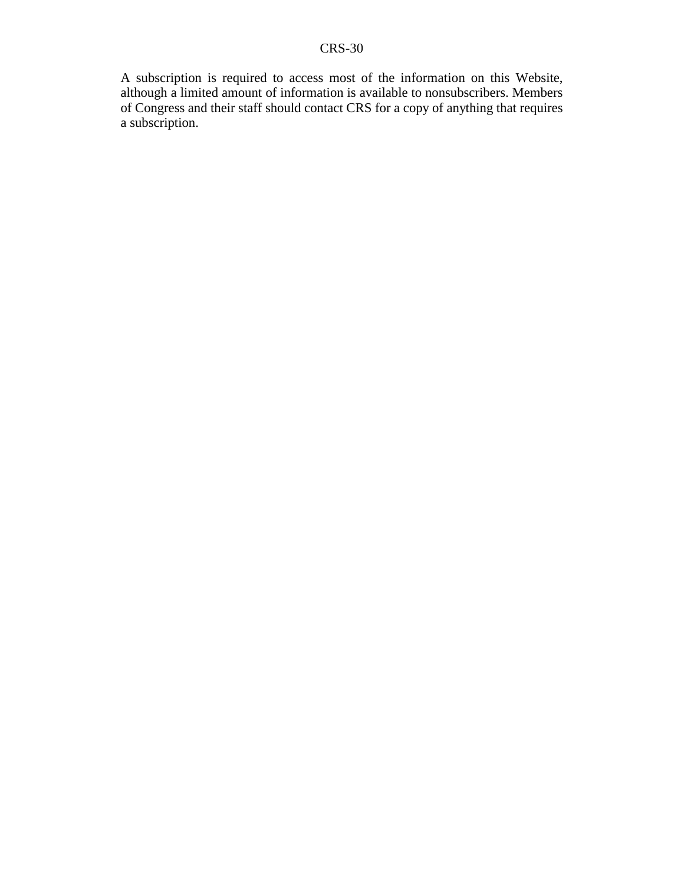A subscription is required to access most of the information on this Website, although a limited amount of information is available to nonsubscribers. Members of Congress and their staff should contact CRS for a copy of anything that requires a subscription.